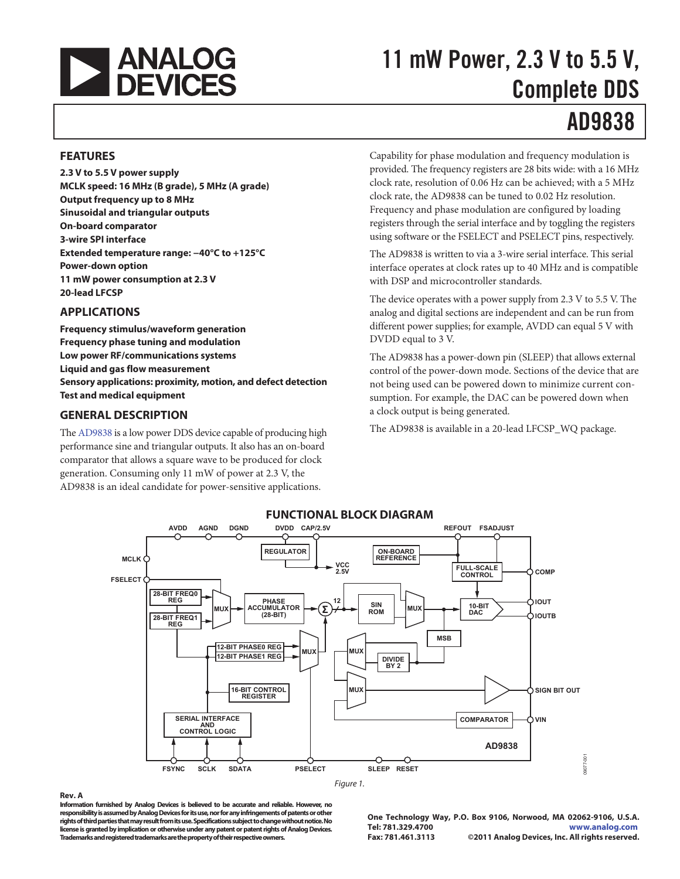# 11 mW Power, 2.3 V to 5.5 V, Complete DDS

# AD9838

## FEATURES

**2.3 V to 5.5 V power supply**
**MCLK speed: 16 MHz (B grade), 5 MHz (A grade)**
**Output frequency up to 8 MHz**
**Sinusoidal and triangular outputs**
**On-board comparator**
**3-wire SPI interface**
**Extended temperature range: −40°C to +125°C**
**Power-down option**
**11 mW power consumption at 2.3 V**
**20-lead LFCSP**

## APPLICATIONS

**Frequency stimulus/waveform generation**
**Frequency phase tuning and modulation**
**Low power RF/communications systems**
**Liquid and gas flow measurement**
**Sensory applications: proximity, motion, and defect detection**
**Test and medical equipment**

## GENERAL DESCRIPTION

The AD9838 is a low power DDS device capable of producing high performance sine and triangular outputs. It also has an on-board comparator that allows a square wave to be produced for clock generation. Consuming only 11 mW of power at 2.3 V, the AD9838 is an ideal candidate for power-sensitive applications.

Capability for phase modulation and frequency modulation is provided. The frequency registers are 28 bits wide: with a 16 MHz clock rate, resolution of 0.06 Hz can be achieved; with a 5 MHz clock rate, the AD9838 can be tuned to 0.02 Hz resolution. Frequency and phase modulation are configured by loading registers through the serial interface and by toggling the registers using software or the FSELECT and PSELECT pins, respectively.

The AD9838 is written to via a 3-wire serial interface. This serial interface operates at clock rates up to 40 MHz and is compatible with DSP and microcontroller standards.

The device operates with a power supply from 2.3 V to 5.5 V. The analog and digital sections are independent and can be run from different power supplies; for example, AVDD can equal 5 V with DVDD equal to 3 V.

The AD9838 has a power-down pin (SLEEP) that allows external control of the power-down mode. Sections of the device that are not being used can be powered down to minimize current consumption. For example, the DAC can be powered down when a clock output is being generated.

The AD9838 is available in a 20-lead LFCSP_WQ package.

## FUNCTIONAL BLOCK DIAGRAM

*Figure 1.*

**Rev. A**
**Information furnished by Analog Devices is believed to be accurate and reliable. However, no responsibility is assumed by Analog Devices for its use, nor for any infringements of patents or other rights of third parties that may result from its use. Specifications subject to change without notice. No license is granted by implication or otherwise under any patent or patent rights of Analog Devices. Trademarks and registered trademarks are the property of their respective owners.**

**One Technology Way, P.O. Box 9106, Norwood, MA 02062-9106, U.S.A.**
**Tel: 781.329.4700 www.analog.com**
**Fax: 781.461.3113 ©2011 Analog Devices, Inc. All rights reserved.**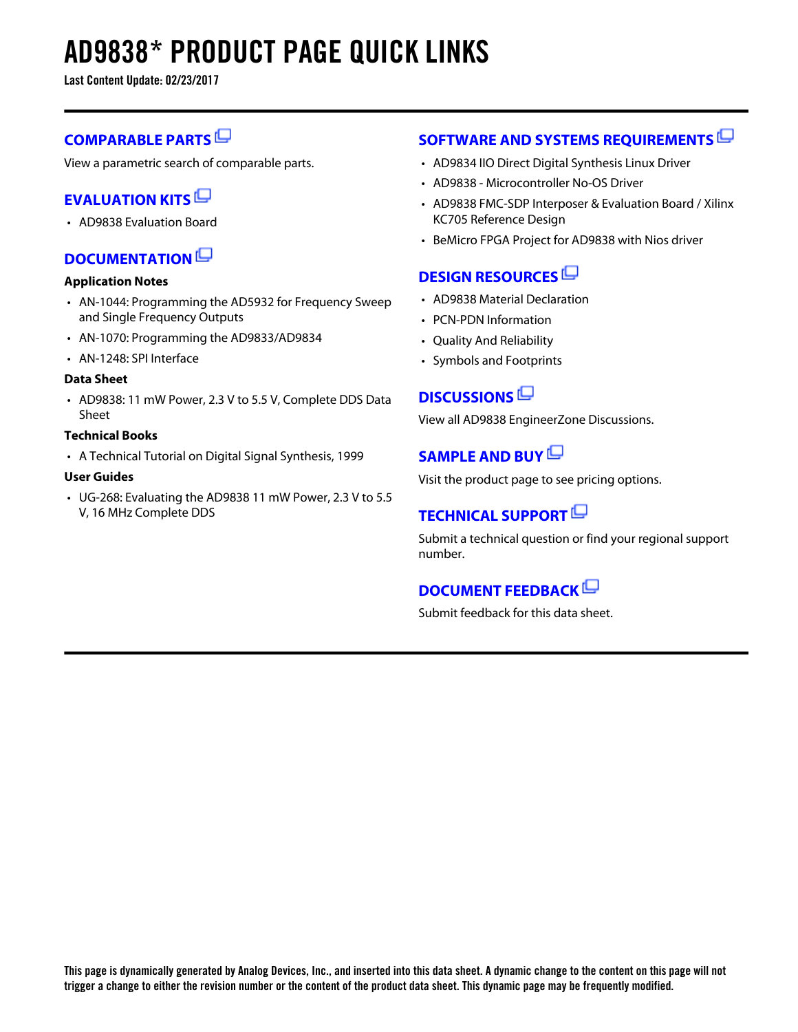# AD9838* PRODUCT PAGE QUICK LINKS

**Last Content Update: 02/23/2017**

## COMPARABLE PARTS

View a parametric search of comparable parts.

## EVALUATION KITS

- AD9838 Evaluation Board

## DOCUMENTATION

**Application Notes**

- AN-1044: Programming the AD5932 for Frequency Sweep and Single Frequency Outputs
- AN-1070: Programming the AD9833/AD9834
- AN-1248: SPI Interface

**Data Sheet**

- AD9838: 11 mW Power, 2.3 V to 5.5 V, Complete DDS Data Sheet

**Technical Books**

- A Technical Tutorial on Digital Signal Synthesis, 1999

**User Guides**

- UG-268: Evaluating the AD9838 11 mW Power, 2.3 V to 5.5 V, 16 MHz Complete DDS

## SOFTWARE AND SYSTEMS REQUIREMENTS

- AD9834 IIO Direct Digital Synthesis Linux Driver
- AD9838 - Microcontroller No-OS Driver
- AD9838 FMC-SDP Interposer & Evaluation Board / Xilinx KC705 Reference Design
- BeMicro FPGA Project for AD9838 with Nios driver

## DESIGN RESOURCES

- AD9838 Material Declaration
- PCN-PDN Information
- Quality And Reliability
- Symbols and Footprints

## DISCUSSIONS

View all AD9838 EngineerZone Discussions.

## SAMPLE AND BUY

Visit the product page to see pricing options.

## TECHNICAL SUPPORT

Submit a technical question or find your regional support number.

## DOCUMENT FEEDBACK

Submit feedback for this data sheet.

**This page is dynamically generated by Analog Devices, Inc., and inserted into this data sheet. A dynamic change to the content on this page will not trigger a change to either the revision number or the content of the product data sheet. This dynamic page may be frequently modified.**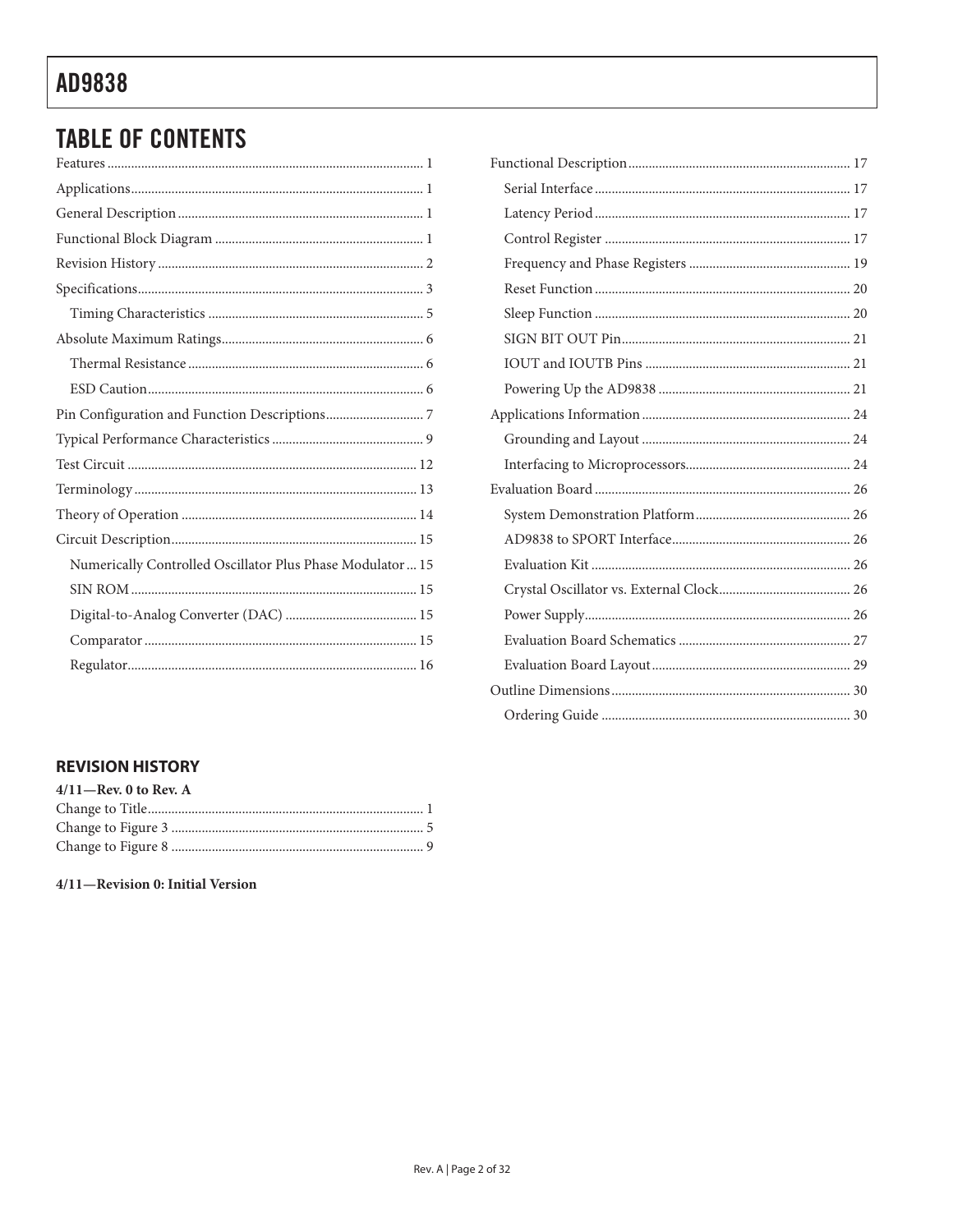## TABLE OF CONTENTS

Features ... 1
Applications ... 1
General Description ... 1
Functional Block Diagram ... 1
Revision History ... 2
Specifications ... 3
- Timing Characteristics ... 5

Absolute Maximum Ratings ... 6
- Thermal Resistance ... 6
- ESD Caution ... 6

Pin Configuration and Function Descriptions ... 7
Typical Performance Characteristics ... 9
Test Circuit ... 12
Terminology ... 13
Theory of Operation ... 14
Circuit Description ... 15
- Numerically Controlled Oscillator Plus Phase Modulator ... 15
- SIN ROM ... 15
- Digital-to-Analog Converter (DAC) ... 15
- Comparator ... 15
- Regulator ... 16

Functional Description ... 17
- Serial Interface ... 17
- Latency Period ... 17
- Control Register ... 17
- Frequency and Phase Registers ... 19
- Reset Function ... 20
- Sleep Function ... 20
- SIGN BIT OUT Pin ... 21
- IOUT and IOUTB Pins ... 21
- Powering Up the AD9838 ... 21

Applications Information ... 24
- Grounding and Layout ... 24
- Interfacing to Microprocessors ... 24

Evaluation Board ... 26
- System Demonstration Platform ... 26
- AD9838 to SPORT Interface ... 26
- Evaluation Kit ... 26
- Crystal Oscillator vs. External Clock ... 26
- Power Supply ... 26
- Evaluation Board Schematics ... 27
- Evaluation Board Layout ... 29

Outline Dimensions ... 30
- Ordering Guide ... 30

## REVISION HISTORY

**4/11—Rev. 0 to Rev. A**

Change to Title ... 1
Change to Figure 3 ... 5
Change to Figure 8 ... 9

**4/11—Revision 0: Initial Version**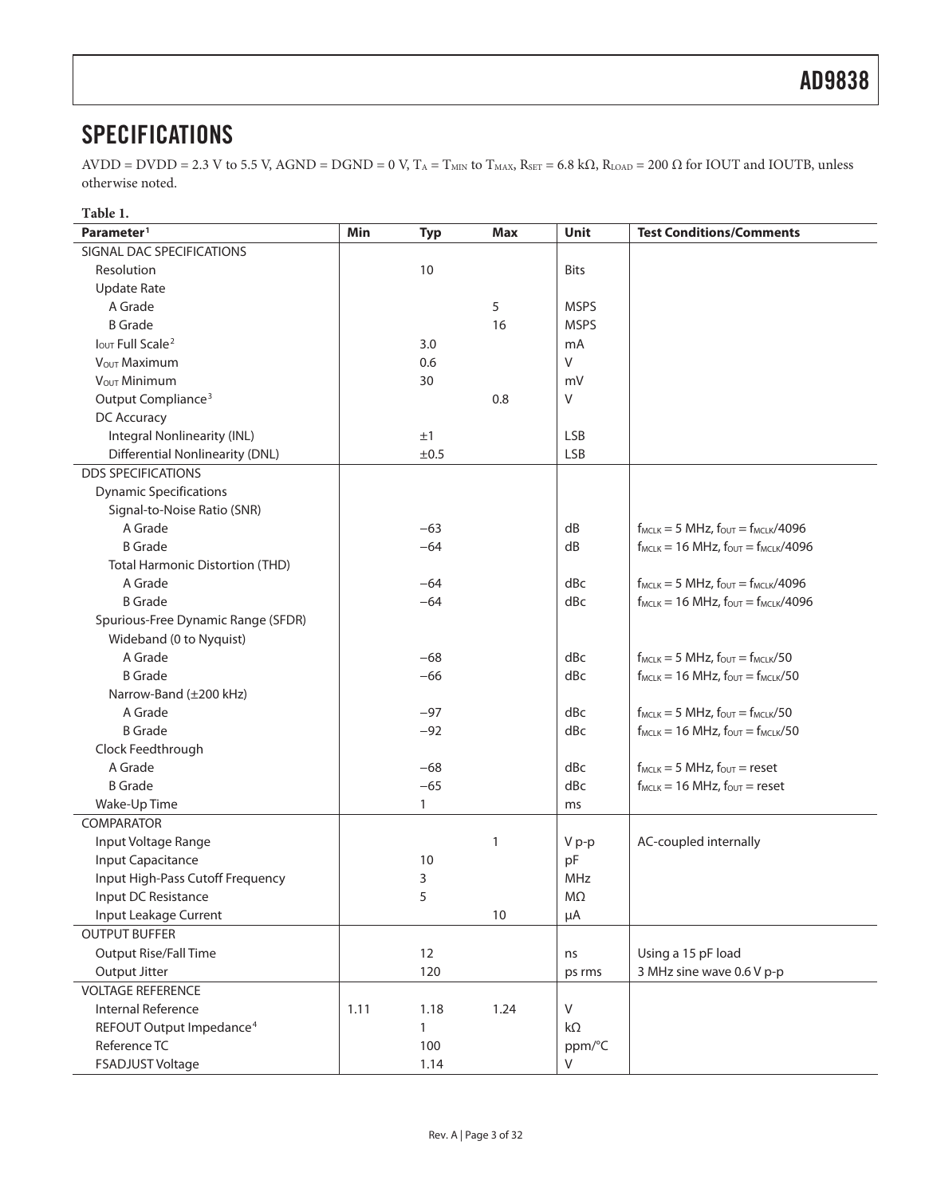## SPECIFICATIONS

AVDD = DVDD = 2.3 V to 5.5 V, AGND = DGND = 0 V, $T_A = T_{MIN}$ to $T_{MAX}$, $R_{SET}$ = 6.8 kΩ, $R_{LOAD}$ = 200 Ω for IOUT and IOUTB, unless otherwise noted.

**Table 1.**

| Parameter[1] | Min | Typ | Max | Unit | Test Conditions/Comments |
|---|---|---|---|---|---|
| SIGNAL DAC SPECIFICATIONS | | | | | |
| Resolution | | 10 | | Bits | |
| Update Rate | | | | | |
| A Grade | | | 5 | MSPS | |
| B Grade | | | 16 | MSPS | |
| $I_{OUT}$ Full Scale[2] | | 3.0 | | mA | |
| $V_{OUT}$ Maximum | | 0.6 | | V | |
| $V_{OUT}$ Minimum | | 30 | | mV | |
| Output Compliance[3] | | | 0.8 | V | |
| DC Accuracy | | | | | |
| Integral Nonlinearity (INL) | | ±1 | | LSB | |
| Differential Nonlinearity (DNL) | | ±0.5 | | LSB | |
| DDS SPECIFICATIONS | | | | | |
| Dynamic Specifications | | | | | |
| Signal-to-Noise Ratio (SNR) | | | | | |
| A Grade | | −63 | | dB | $f_{MCLK}$ = 5 MHz, $f_{OUT} = f_{MCLK}/4096$ |
| B Grade | | −64 | | dB | $f_{MCLK}$ = 16 MHz, $f_{OUT} = f_{MCLK}/4096$ |
| Total Harmonic Distortion (THD) | | | | | |
| A Grade | | −64 | | dBc | $f_{MCLK}$ = 5 MHz, $f_{OUT} = f_{MCLK}/4096$ |
| B Grade | | −64 | | dBc | $f_{MCLK}$ = 16 MHz, $f_{OUT} = f_{MCLK}/4096$ |
| Spurious-Free Dynamic Range (SFDR) | | | | | |
| Wideband (0 to Nyquist) | | | | | |
| A Grade | | −68 | | dBc | $f_{MCLK}$ = 5 MHz, $f_{OUT} = f_{MCLK}/50$ |
| B Grade | | −66 | | dBc | $f_{MCLK}$ = 16 MHz, $f_{OUT} = f_{MCLK}/50$ |
| Narrow-Band (±200 kHz) | | | | | |
| A Grade | | −97 | | dBc | $f_{MCLK}$ = 5 MHz, $f_{OUT} = f_{MCLK}/50$ |
| B Grade | | −92 | | dBc | $f_{MCLK}$ = 16 MHz, $f_{OUT} = f_{MCLK}/50$ |
| Clock Feedthrough | | | | | |
| A Grade | | −68 | | dBc | $f_{MCLK}$ = 5 MHz, $f_{OUT}$ = reset |
| B Grade | | −65 | | dBc | $f_{MCLK}$ = 16 MHz, $f_{OUT}$ = reset |
| Wake-Up Time | | 1 | | ms | |
| COMPARATOR | | | | | |
| Input Voltage Range | | | 1 | V p-p | AC-coupled internally |
| Input Capacitance | | 10 | | pF | |
| Input High-Pass Cutoff Frequency | | 3 | | MHz | |
| Input DC Resistance | | 5 | | MΩ | |
| Input Leakage Current | | | 10 | μA | |
| OUTPUT BUFFER | | | | | |
| Output Rise/Fall Time | | 12 | | ns | Using a 15 pF load |
| Output Jitter | | 120 | | ps rms | 3 MHz sine wave 0.6 V p-p |
| VOLTAGE REFERENCE | | | | | |
| Internal Reference | 1.11 | 1.18 | 1.24 | V | |
| REFOUT Output Impedance[4] | | 1 | | kΩ | |
| Reference TC | | 100 | | ppm/°C | |
| FSADJUST Voltage | | 1.14 | | V | |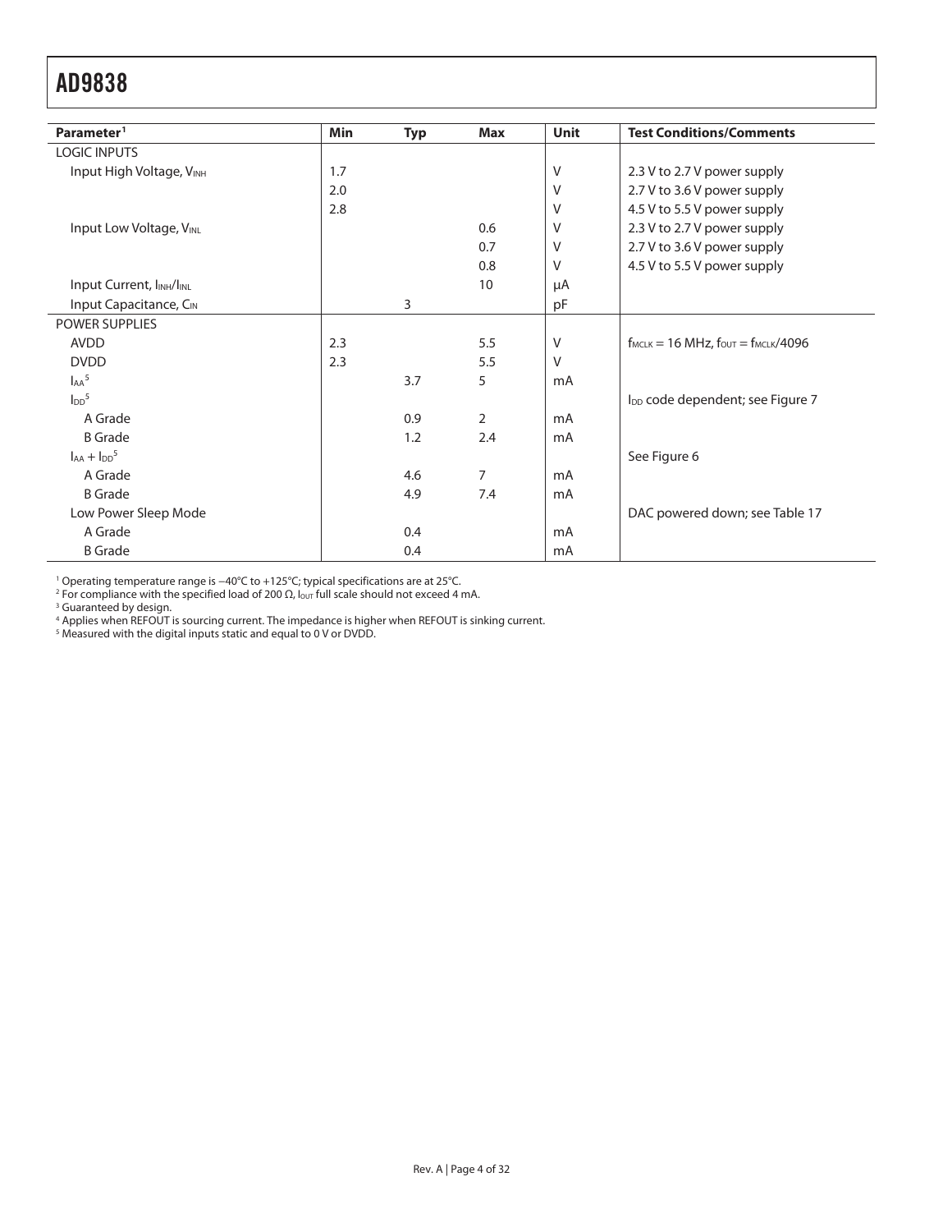| Parameter[1] | Min | Typ | Max | Unit | Test Conditions/Comments |
|---|---|---|---|---|---|
| LOGIC INPUTS | | | | | |
| Input High Voltage, $V_{INH}$ | 1.7 | | | V | 2.3 V to 2.7 V power supply |
| | 2.0 | | | V | 2.7 V to 3.6 V power supply |
| | 2.8 | | | V | 4.5 V to 5.5 V power supply |
| Input Low Voltage, $V_{INL}$ | | | 0.6 | V | 2.3 V to 2.7 V power supply |
| | | | 0.7 | V | 2.7 V to 3.6 V power supply |
| | | | 0.8 | V | 4.5 V to 5.5 V power supply |
| Input Current, $I_{INH}/I_{INL}$ | | | 10 | μA | |
| Input Capacitance, $C_{IN}$ | | 3 | | pF | |
| POWER SUPPLIES | | | | | |
| AVDD | 2.3 | | 5.5 | V | $f_{MCLK}$ = 16 MHz, $f_{OUT}$ = $f_{MCLK}$/4096 |
| DVDD | 2.3 | | 5.5 | V | |
| $I_{AA}$[5] | | 3.7 | 5 | mA | |
| $I_{DD}$[5] | | | | | $I_{DD}$ code dependent; see Figure 7 |
| A Grade | | 0.9 | 2 | mA | |
| B Grade | | 1.2 | 2.4 | mA | |
| $I_{AA} + I_{DD}$[5] | | | | | See Figure 6 |
| A Grade | | 4.6 | 7 | mA | |
| B Grade | | 4.9 | 7.4 | mA | |
| Low Power Sleep Mode | | | | | DAC powered down; see Table 17 |
| A Grade | | 0.4 | | mA | |
| B Grade | | 0.4 | | mA | |

[1] Operating temperature range is −40°C to +125°C; typical specifications are at 25°C.
[2] For compliance with the specified load of 200 Ω, $I_{OUT}$ full scale should not exceed 4 mA.
[3] Guaranteed by design.
[4] Applies when REFOUT is sourcing current. The impedance is higher when REFOUT is sinking current.
[5] Measured with the digital inputs static and equal to 0 V or DVDD.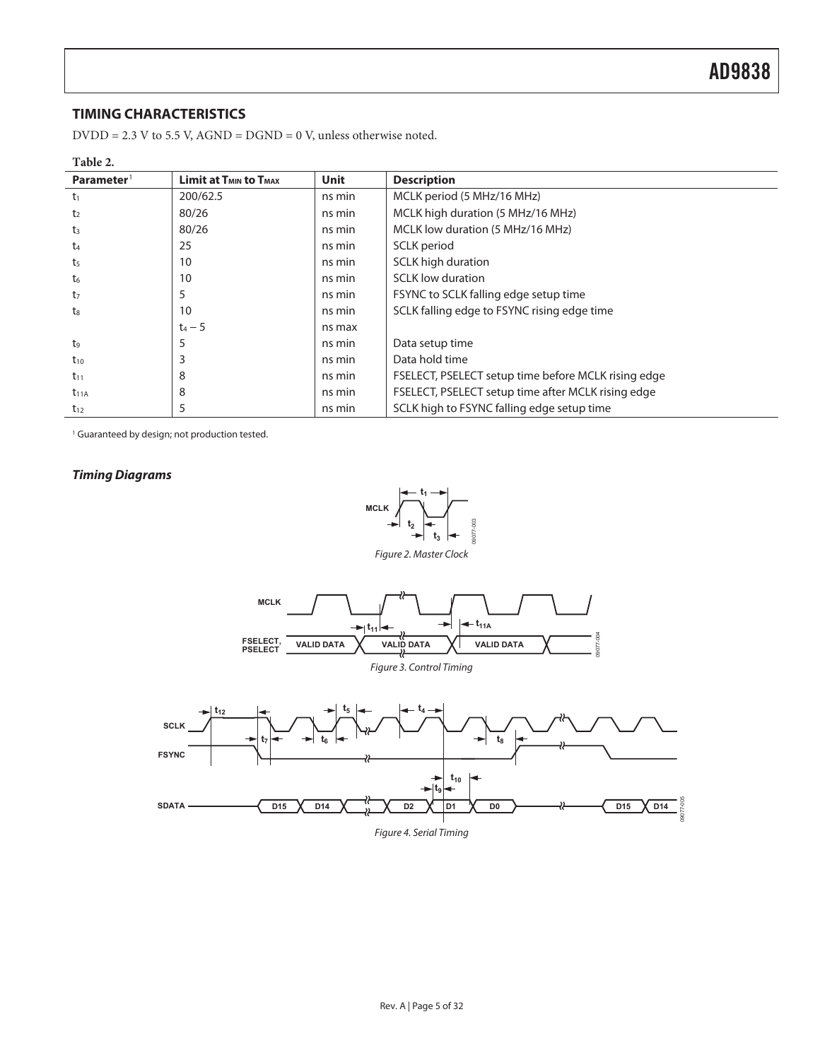## TIMING CHARACTERISTICS

DVDD = 2.3 V to 5.5 V, AGND = DGND = 0 V, unless otherwise noted.

**Table 2.**

| Parameter[1] | Limit at $T_{MIN}$ to $T_{MAX}$ | Unit | Description |
|---|---|---|---|
| $t_1$ | 200/62.5 | ns min | MCLK period (5 MHz/16 MHz) |
| $t_2$ | 80/26 | ns min | MCLK high duration (5 MHz/16 MHz) |
| $t_3$ | 80/26 | ns min | MCLK low duration (5 MHz/16 MHz) |
| $t_4$ | 25 | ns min | SCLK period |
| $t_5$ | 10 | ns min | SCLK high duration |
| $t_6$ | 10 | ns min | SCLK low duration |
| $t_7$ | 5 | ns min | FSYNC to SCLK falling edge setup time |
| $t_8$ | 10 | ns min | SCLK falling edge to FSYNC rising edge time |
| | $t_4 - 5$ | ns max | |
| $t_9$ | 5 | ns min | Data setup time |
| $t_{10}$ | 3 | ns min | Data hold time |
| $t_{11}$ | 8 | ns min | FSELECT, PSELECT setup time before MCLK rising edge |
| $t_{11A}$ | 8 | ns min | FSELECT, PSELECT setup time after MCLK rising edge |
| $t_{12}$ | 5 | ns min | SCLK high to FSYNC falling edge setup time |

[1] Guaranteed by design; not production tested.

### *Timing Diagrams*

*Figure 2. Master Clock*

*Figure 3. Control Timing*

*Figure 4. Serial Timing*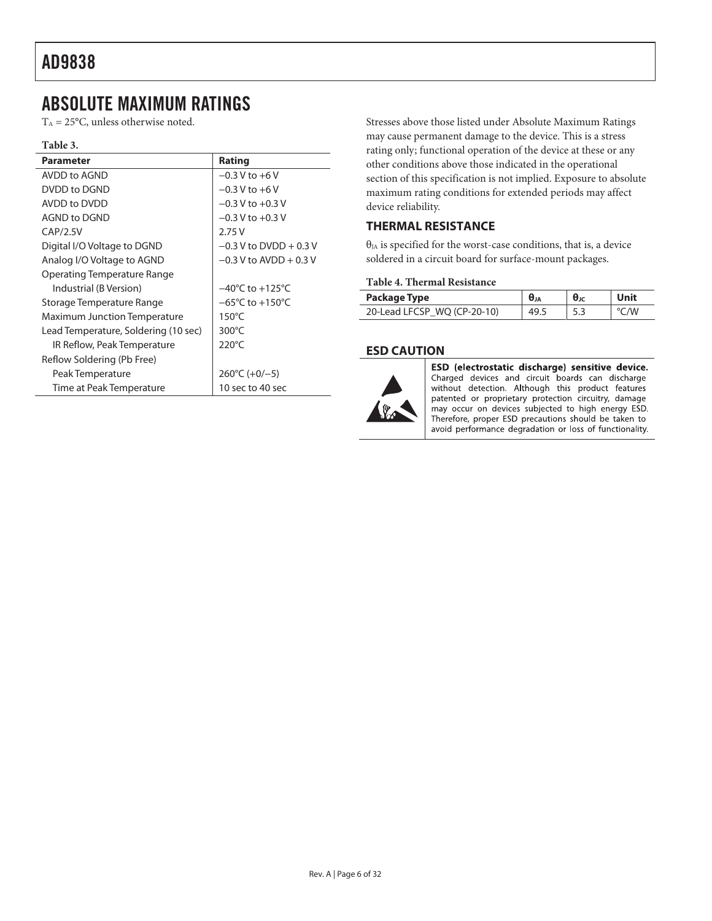## ABSOLUTE MAXIMUM RATINGS

$T_A$ = 25°C, unless otherwise noted.

**Table 3.**

| Parameter | Rating |
|---|---|
| AVDD to AGND | −0.3 V to +6 V |
| DVDD to DGND | −0.3 V to +6 V |
| AVDD to DVDD | −0.3 V to +0.3 V |
| AGND to DGND | −0.3 V to +0.3 V |
| CAP/2.5V | 2.75 V |
| Digital I/O Voltage to DGND | −0.3 V to DVDD + 0.3 V |
| Analog I/O Voltage to AGND | −0.3 V to AVDD + 0.3 V |
| Operating Temperature Range | |
| Industrial (B Version) | −40°C to +125°C |
| Storage Temperature Range | −65°C to +150°C |
| Maximum Junction Temperature | 150°C |
| Lead Temperature, Soldering (10 sec) | 300°C |
| IR Reflow, Peak Temperature | 220°C |
| Reflow Soldering (Pb Free) | |
| Peak Temperature | 260°C (+0/−5) |
| Time at Peak Temperature | 10 sec to 40 sec |

Stresses above those listed under Absolute Maximum Ratings may cause permanent damage to the device. This is a stress rating only; functional operation of the device at these or any other conditions above those indicated in the operational section of this specification is not implied. Exposure to absolute maximum rating conditions for extended periods may affect device reliability.

### THERMAL RESISTANCE

$\theta_{JA}$ is specified for the worst-case conditions, that is, a device soldered in a circuit board for surface-mount packages.

**Table 4. Thermal Resistance**

| Package Type | $\theta_{JA}$ | $\theta_{JC}$ | Unit |
|---|---|---|---|
| 20-Lead LFCSP_WQ (CP-20-10) | 49.5 | 5.3 | °C/W |

### ESD CAUTION

**ESD (electrostatic discharge) sensitive device.** Charged devices and circuit boards can discharge without detection. Although this product features patented or proprietary protection circuitry, damage may occur on devices subjected to high energy ESD. Therefore, proper ESD precautions should be taken to avoid performance degradation or loss of functionality.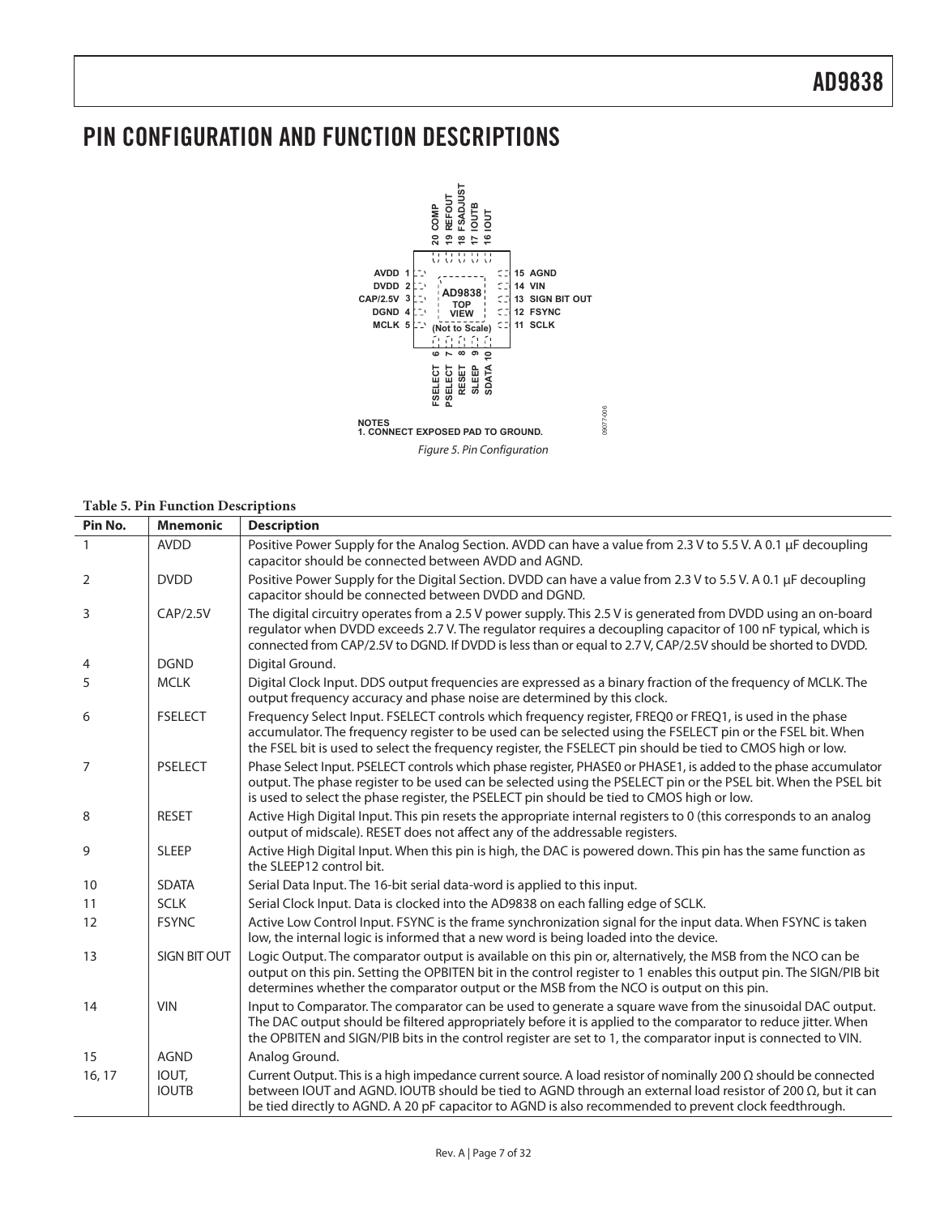# PIN CONFIGURATION AND FUNCTION DESCRIPTIONS

NOTES
1. CONNECT EXPOSED PAD TO GROUND.

*Figure 5. Pin Configuration*

**Table 5. Pin Function Descriptions**

| Pin No. | Mnemonic | Description |
|---|---|---|
| 1 | AVDD | Positive Power Supply for the Analog Section. AVDD can have a value from 2.3 V to 5.5 V. A 0.1 µF decoupling capacitor should be connected between AVDD and AGND. |
| 2 | DVDD | Positive Power Supply for the Digital Section. DVDD can have a value from 2.3 V to 5.5 V. A 0.1 µF decoupling capacitor should be connected between DVDD and DGND. |
| 3 | CAP/2.5V | The digital circuitry operates from a 2.5 V power supply. This 2.5 V is generated from DVDD using an on-board regulator when DVDD exceeds 2.7 V. The regulator requires a decoupling capacitor of 100 nF typical, which is connected from CAP/2.5V to DGND. If DVDD is less than or equal to 2.7 V, CAP/2.5V should be shorted to DVDD. |
| 4 | DGND | Digital Ground. |
| 5 | MCLK | Digital Clock Input. DDS output frequencies are expressed as a binary fraction of the frequency of MCLK. The output frequency accuracy and phase noise are determined by this clock. |
| 6 | FSELECT | Frequency Select Input. FSELECT controls which frequency register, FREQ0 or FREQ1, is used in the phase accumulator. The frequency register to be used can be selected using the FSELECT pin or the FSEL bit. When the FSEL bit is used to select the frequency register, the FSELECT pin should be tied to CMOS high or low. |
| 7 | PSELECT | Phase Select Input. PSELECT controls which phase register, PHASE0 or PHASE1, is added to the phase accumulator output. The phase register to be used can be selected using the PSELECT pin or the PSEL bit. When the PSEL bit is used to select the phase register, the PSELECT pin should be tied to CMOS high or low. |
| 8 | RESET | Active High Digital Input. This pin resets the appropriate internal registers to 0 (this corresponds to an analog output of midscale). RESET does not affect any of the addressable registers. |
| 9 | SLEEP | Active High Digital Input. When this pin is high, the DAC is powered down. This pin has the same function as the SLEEP12 control bit. |
| 10 | SDATA | Serial Data Input. The 16-bit serial data-word is applied to this input. |
| 11 | SCLK | Serial Clock Input. Data is clocked into the AD9838 on each falling edge of SCLK. |
| 12 | FSYNC | Active Low Control Input. FSYNC is the frame synchronization signal for the input data. When FSYNC is taken low, the internal logic is informed that a new word is being loaded into the device. |
| 13 | SIGN BIT OUT | Logic Output. The comparator output is available on this pin or, alternatively, the MSB from the NCO can be output on this pin. Setting the OPBITEN bit in the control register to 1 enables this output pin. The SIGN/PIB bit determines whether the comparator output or the MSB from the NCO is output on this pin. |
| 14 | VIN | Input to Comparator. The comparator can be used to generate a square wave from the sinusoidal DAC output. The DAC output should be filtered appropriately before it is applied to the comparator to reduce jitter. When the OPBITEN and SIGN/PIB bits in the control register are set to 1, the comparator input is connected to VIN. |
| 15 | AGND | Analog Ground. |
| 16, 17 | IOUT, IOUTB | Current Output. This is a high impedance current source. A load resistor of nominally 200 Ω should be connected between IOUT and AGND. IOUTB should be tied to AGND through an external load resistor of 200 Ω, but it can be tied directly to AGND. A 20 pF capacitor to AGND is also recommended to prevent clock feedthrough. |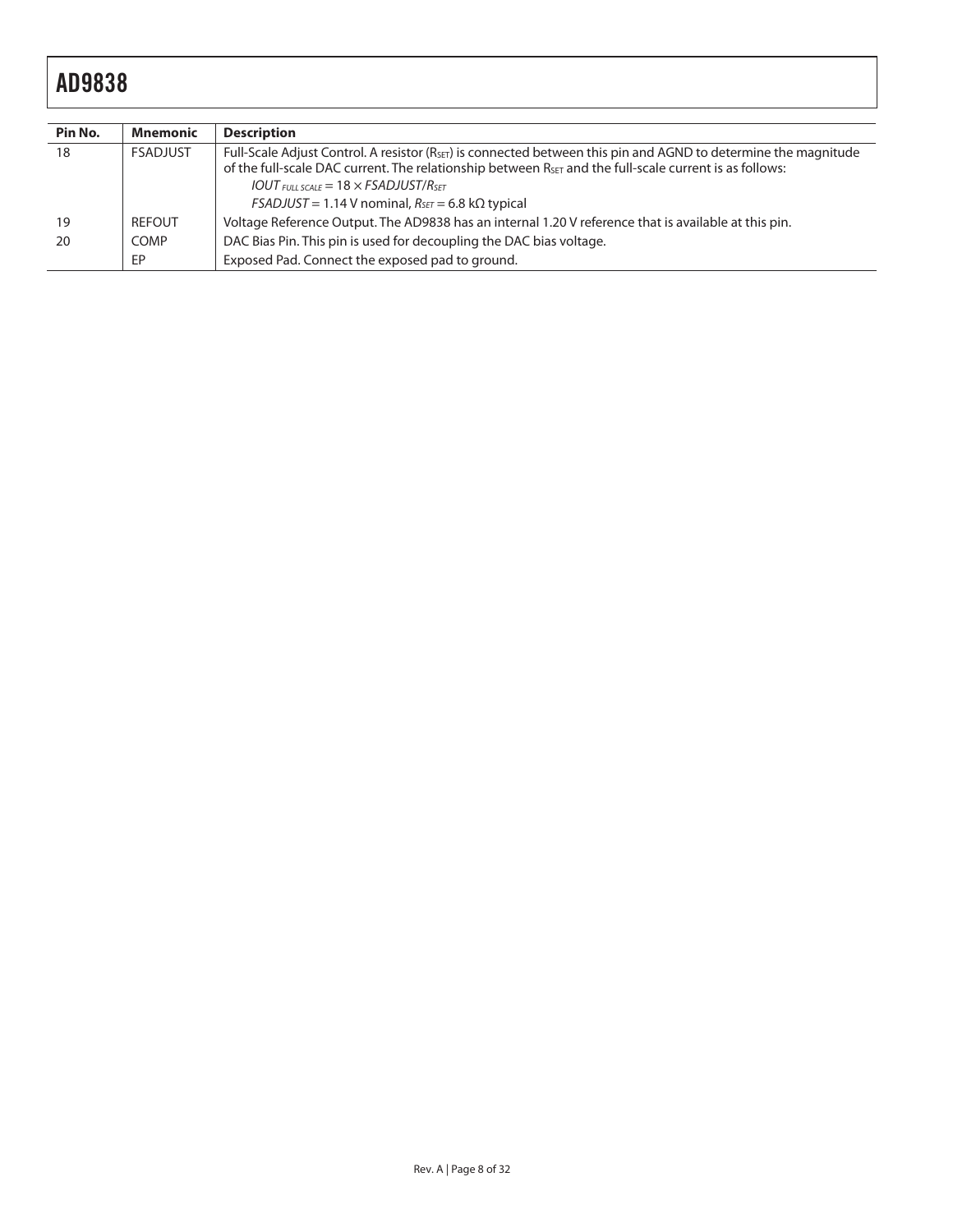| Pin No. | Mnemonic | Description |
|---|---|---|
| 18 | FSADJUST | Full-Scale Adjust Control. A resistor ($R_{SET}$) is connected between this pin and AGND to determine the magnitude of the full-scale DAC current. The relationship between $R_{SET}$ and the full-scale current is as follows: $IOUT_{FULL\ SCALE} = 18 \times FSADJUST/R_{SET}$ $FSADJUST = 1.14$ V nominal, $R_{SET} = 6.8$ kΩ typical |
| 19 | REFOUT | Voltage Reference Output. The AD9838 has an internal 1.20 V reference that is available at this pin. |
| 20 | COMP | DAC Bias Pin. This pin is used for decoupling the DAC bias voltage. |
| | EP | Exposed Pad. Connect the exposed pad to ground. |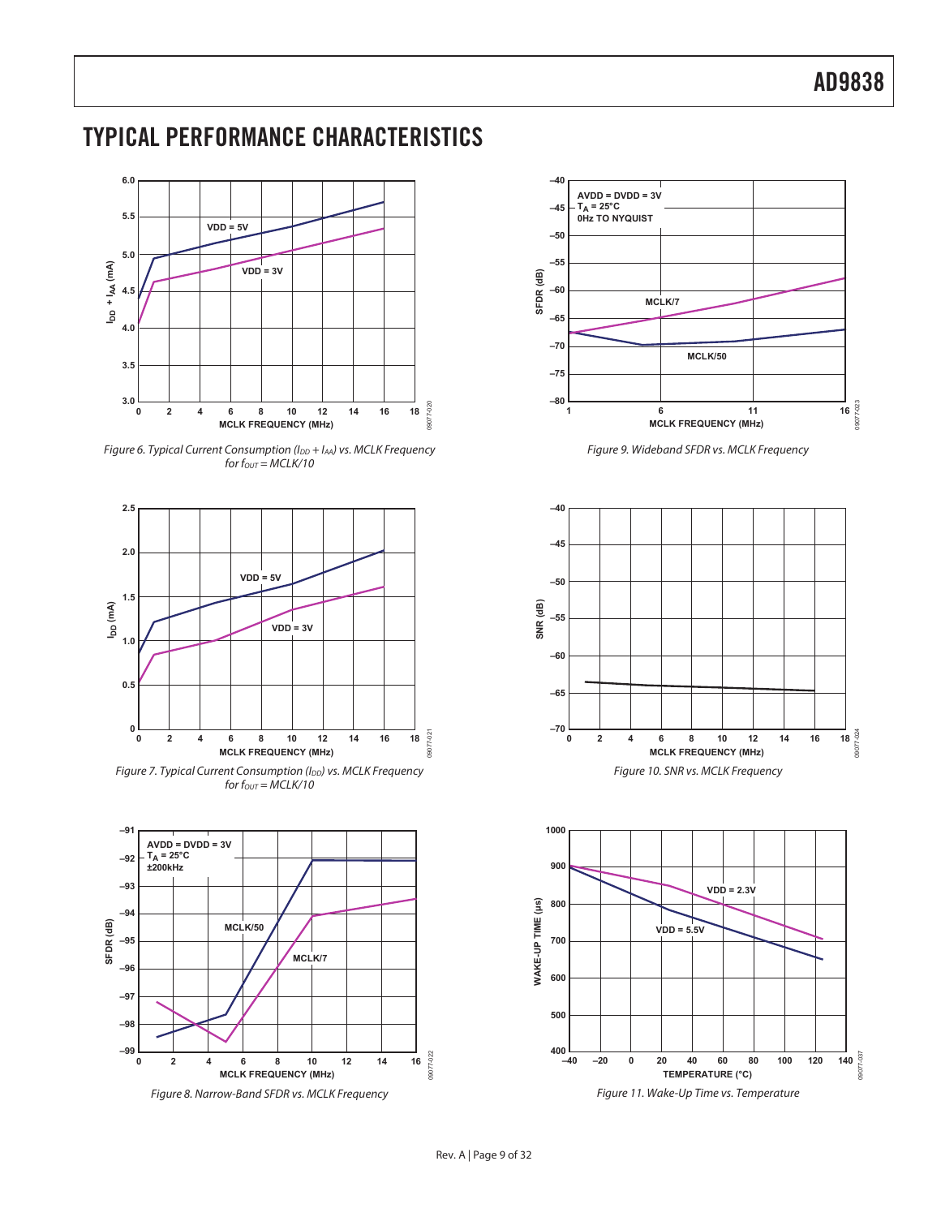## TYPICAL PERFORMANCE CHARACTERISTICS

Figure 6. Typical Current Consumption ($I_{DD} + I_{AA}$) vs. MCLK Frequency for $f_{OUT}$ = MCLK/10

Figure 7. Typical Current Consumption ($I_{DD}$) vs. MCLK Frequency for $f_{OUT}$ = MCLK/10

Figure 8. Narrow-Band SFDR vs. MCLK Frequency

Figure 9. Wideband SFDR vs. MCLK Frequency

Figure 10. SNR vs. MCLK Frequency

Figure 11. Wake-Up Time vs. Temperature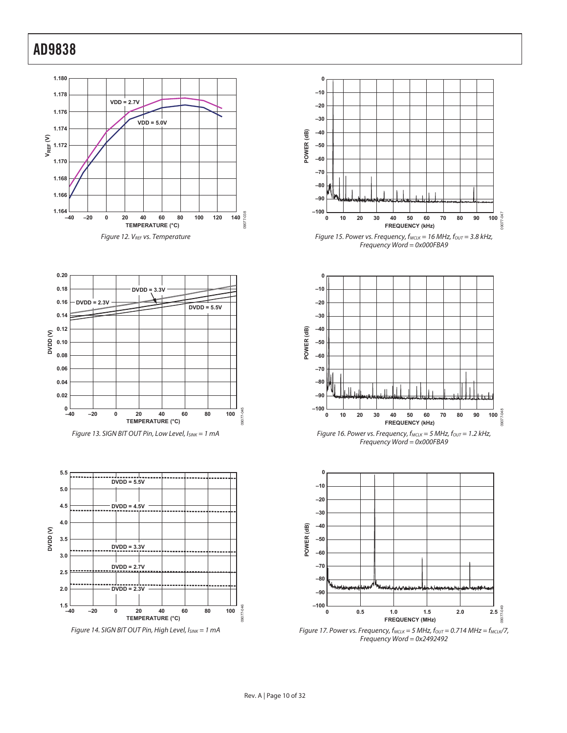Figure 12. $V_{REF}$ vs. Temperature

Figure 13. SIGN BIT OUT Pin, Low Level, $I_{SINK}$ = 1 mA

Figure 14. SIGN BIT OUT Pin, High Level, $I_{SINK}$ = 1 mA

Figure 15. Power vs. Frequency, $f_{MCLK}$ = 16 MHz, $f_{OUT}$ = 3.8 kHz, Frequency Word = 0x000FBA9

Figure 16. Power vs. Frequency, $f_{MCLK}$ = 5 MHz, $f_{OUT}$ = 1.2 kHz, Frequency Word = 0x000FBA9

Figure 17. Power vs. Frequency, $f_{MCLK}$ = 5 MHz, $f_{OUT}$ = 0.714 MHz = $f_{MCLK}$/7, Frequency Word = 0x2492492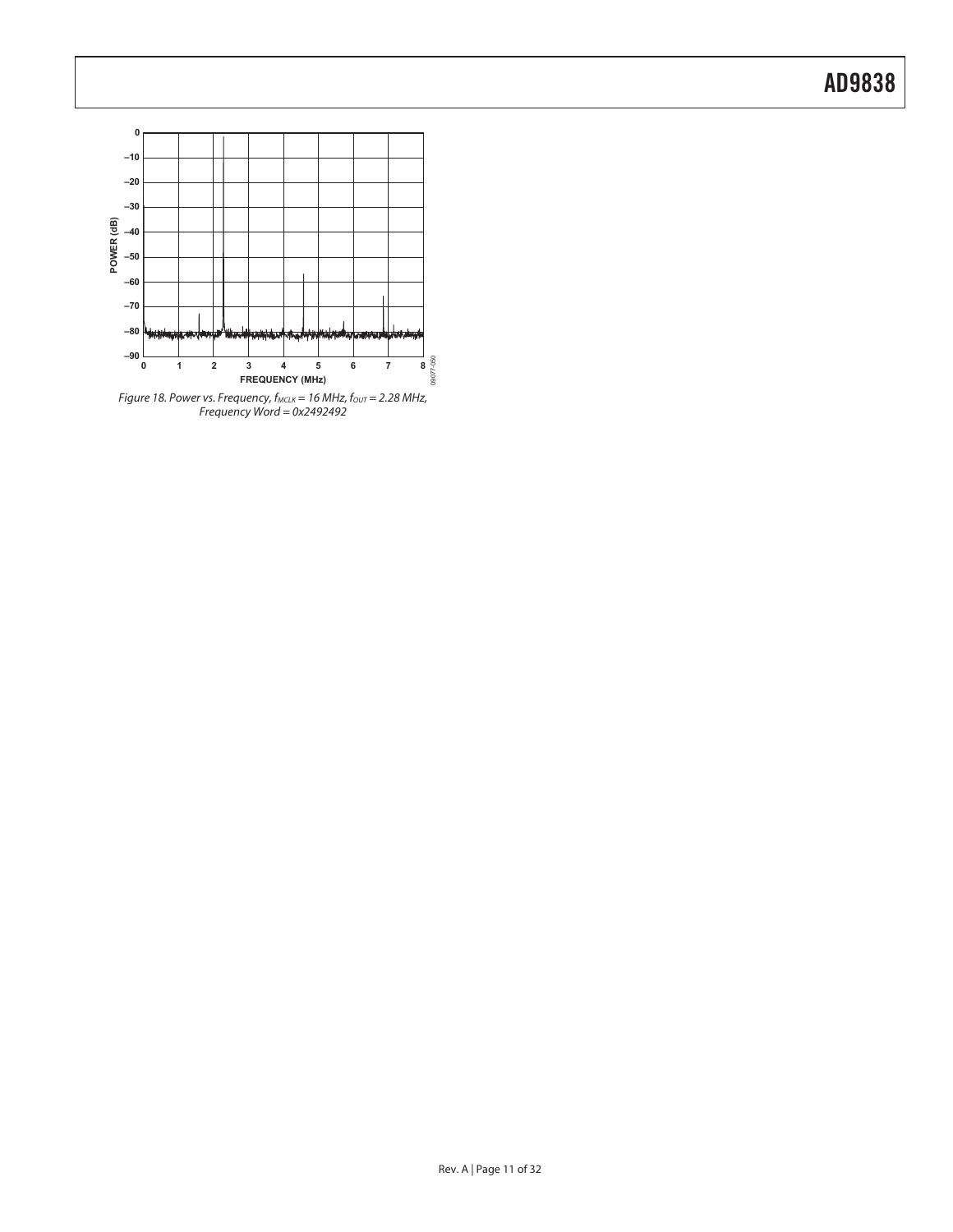Figure 18. Power vs. Frequency, $f_{MCLK}$ = 16 MHz, $f_{OUT}$ = 2.28 MHz, Frequency Word = 0x2492492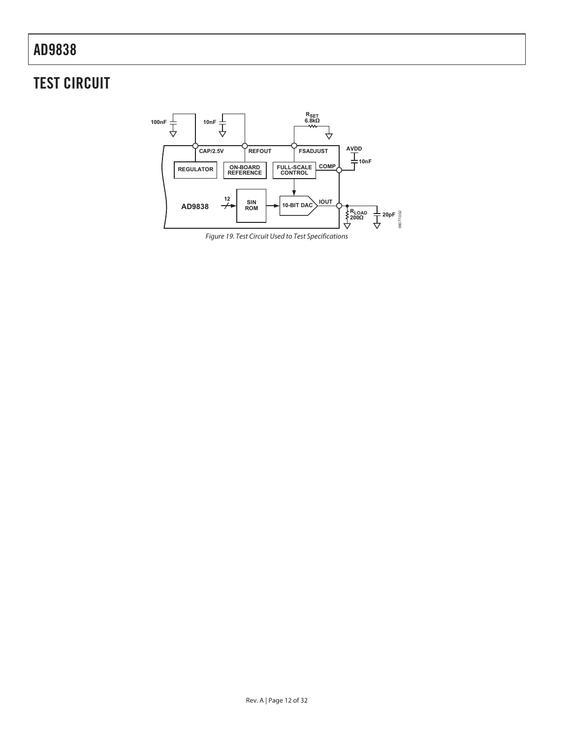## TEST CIRCUIT

Figure 19. Test Circuit Used to Test Specifications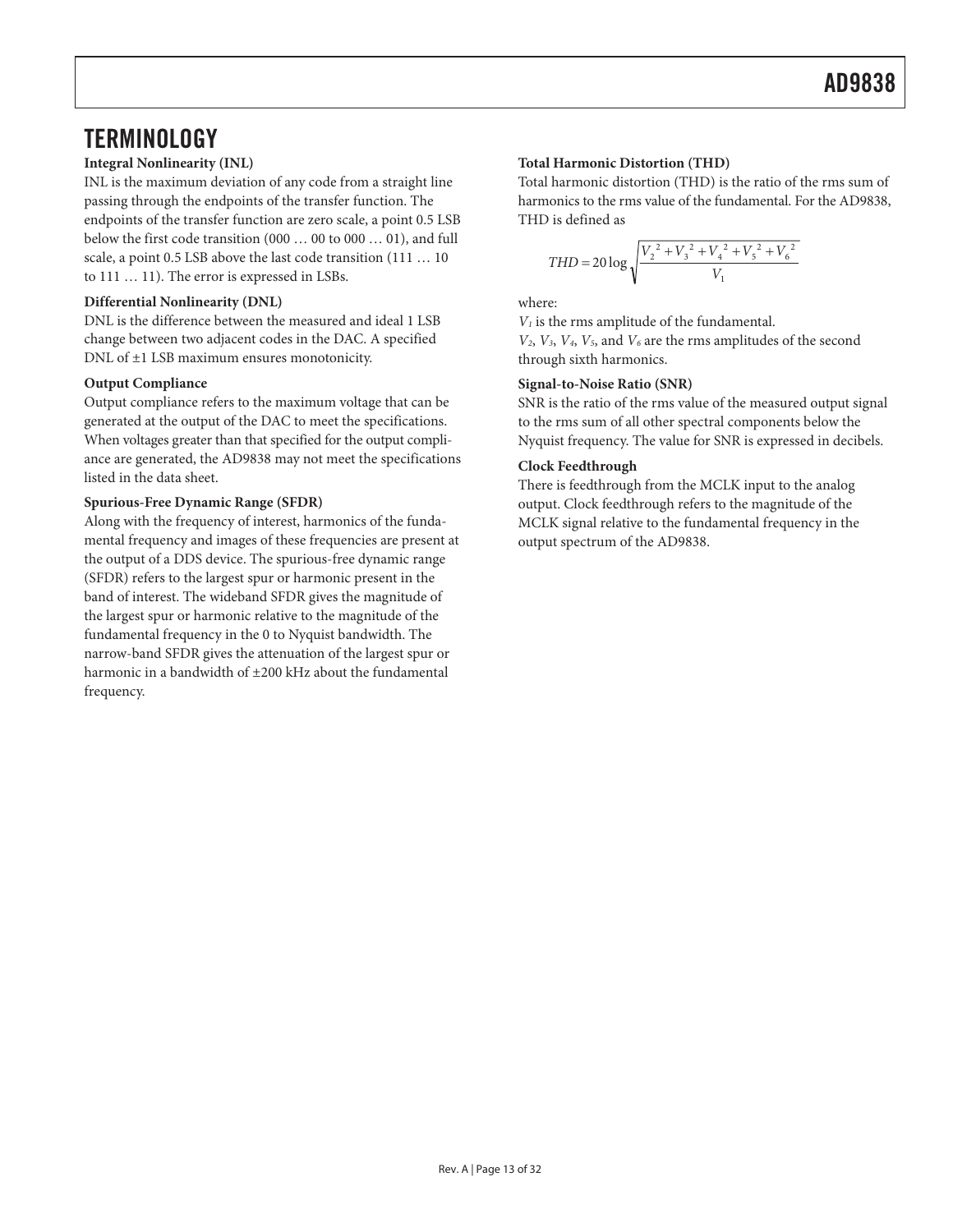# TERMINOLOGY

**Integral Nonlinearity (INL)**

INL is the maximum deviation of any code from a straight line passing through the endpoints of the transfer function. The endpoints of the transfer function are zero scale, a point 0.5 LSB below the first code transition (000 … 00 to 000 … 01), and full scale, a point 0.5 LSB above the last code transition (111 … 10 to 111 … 11). The error is expressed in LSBs.

**Differential Nonlinearity (DNL)**

DNL is the difference between the measured and ideal 1 LSB change between two adjacent codes in the DAC. A specified DNL of ±1 LSB maximum ensures monotonicity.

**Output Compliance**

Output compliance refers to the maximum voltage that can be generated at the output of the DAC to meet the specifications. When voltages greater than that specified for the output compliance are generated, the AD9838 may not meet the specifications listed in the data sheet.

**Spurious-Free Dynamic Range (SFDR)**

Along with the frequency of interest, harmonics of the fundamental frequency and images of these frequencies are present at the output of a DDS device. The spurious-free dynamic range (SFDR) refers to the largest spur or harmonic present in the band of interest. The wideband SFDR gives the magnitude of the largest spur or harmonic relative to the magnitude of the fundamental frequency in the 0 to Nyquist bandwidth. The narrow-band SFDR gives the attenuation of the largest spur or harmonic in a bandwidth of ±200 kHz about the fundamental frequency.

**Total Harmonic Distortion (THD)**

Total harmonic distortion (THD) is the ratio of the rms sum of harmonics to the rms value of the fundamental. For the AD9838, THD is defined as

$$THD = 20\log\sqrt{\frac{V_2^{\,2} + V_3^{\,2} + V_4^{\,2} + V_5^{\,2} + V_6^{\,2}}{V_1}}$$

where:

$V_1$ is the rms amplitude of the fundamental.

$V_2$, $V_3$, $V_4$, $V_5$, and $V_6$ are the rms amplitudes of the second through sixth harmonics.

**Signal-to-Noise Ratio (SNR)**

SNR is the ratio of the rms value of the measured output signal to the rms sum of all other spectral components below the Nyquist frequency. The value for SNR is expressed in decibels.

**Clock Feedthrough**

There is feedthrough from the MCLK input to the analog output. Clock feedthrough refers to the magnitude of the MCLK signal relative to the fundamental frequency in the output spectrum of the AD9838.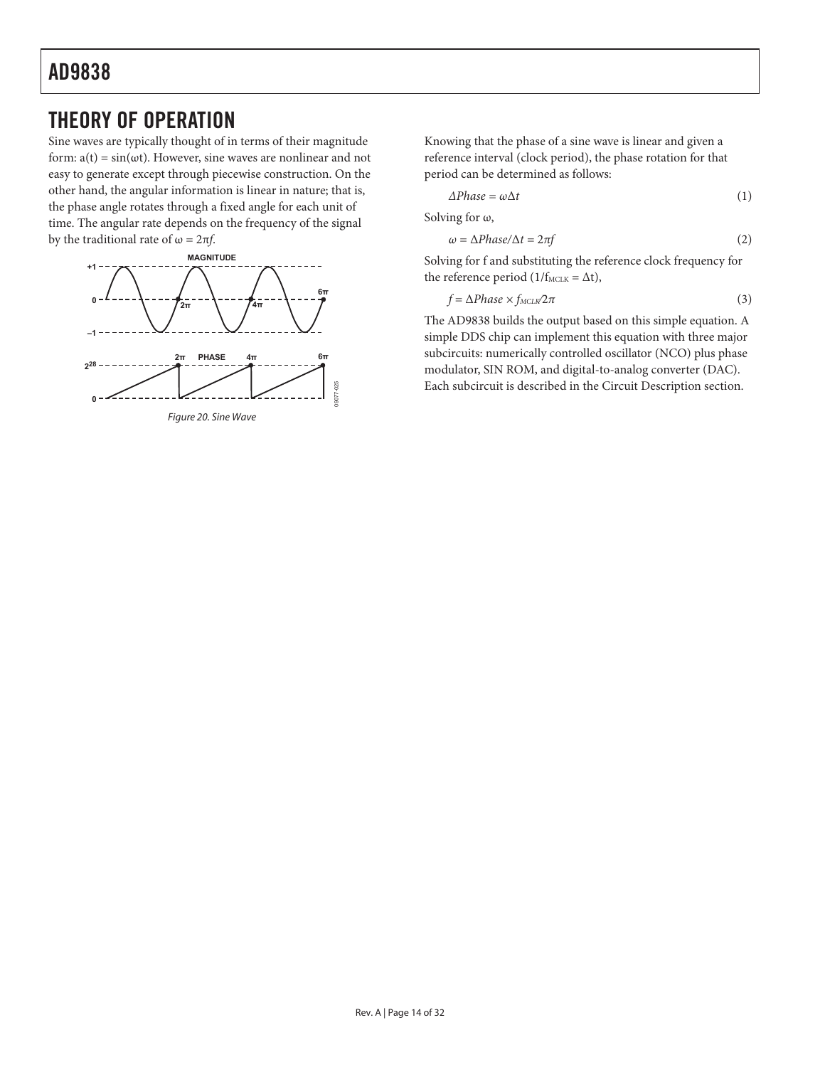## THEORY OF OPERATION

Sine waves are typically thought of in terms of their magnitude form: $a(t) = \sin(\omega t)$. However, sine waves are nonlinear and not easy to generate except through piecewise construction. On the other hand, the angular information is linear in nature; that is, the phase angle rotates through a fixed angle for each unit of time. The angular rate depends on the frequency of the signal by the traditional rate of $\omega = 2\pi f$.

Figure 20. Sine Wave

Knowing that the phase of a sine wave is linear and given a reference interval (clock period), the phase rotation for that period can be determined as follows:

$$\Delta Phase = \omega \Delta t \quad (1)$$

Solving for ω,

$$\omega = \Delta Phase/\Delta t = 2\pi f \quad (2)$$

Solving for f and substituting the reference clock frequency for the reference period ($1/f_{MCLK} = \Delta t$),

$$f = \Delta Phase \times f_{MCLK}/2\pi \quad (3)$$

The AD9838 builds the output based on this simple equation. A simple DDS chip can implement this equation with three major subcircuits: numerically controlled oscillator (NCO) plus phase modulator, SIN ROM, and digital-to-analog converter (DAC). Each subcircuit is described in the Circuit Description section.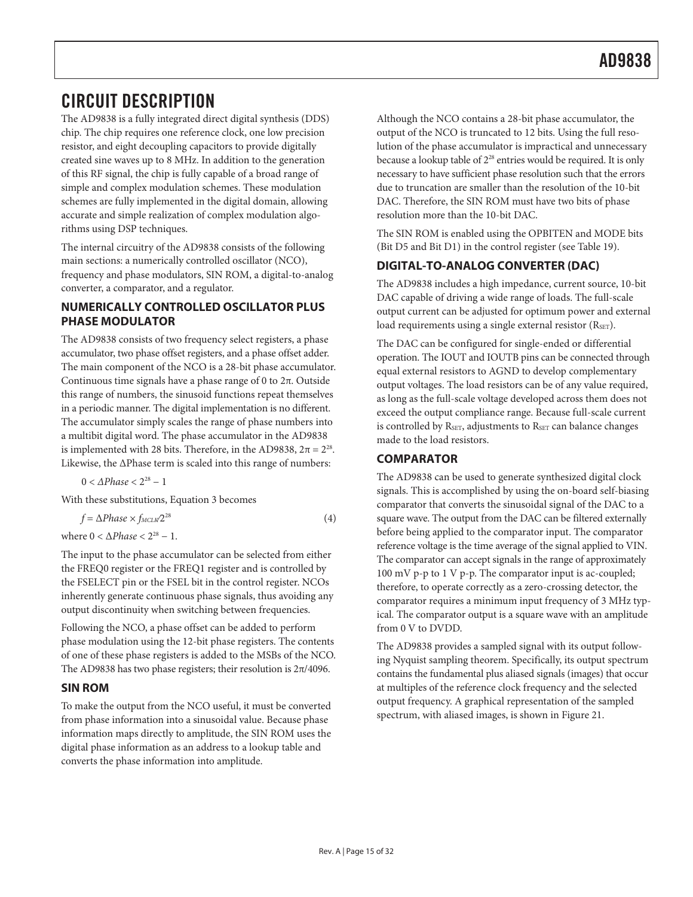# CIRCUIT DESCRIPTION

The AD9838 is a fully integrated direct digital synthesis (DDS) chip. The chip requires one reference clock, one low precision resistor, and eight decoupling capacitors to provide digitally created sine waves up to 8 MHz. In addition to the generation of this RF signal, the chip is fully capable of a broad range of simple and complex modulation schemes. These modulation schemes are fully implemented in the digital domain, allowing accurate and simple realization of complex modulation algorithms using DSP techniques.

The internal circuitry of the AD9838 consists of the following main sections: a numerically controlled oscillator (NCO), frequency and phase modulators, SIN ROM, a digital-to-analog converter, a comparator, and a regulator.

## NUMERICALLY CONTROLLED OSCILLATOR PLUS PHASE MODULATOR

The AD9838 consists of two frequency select registers, a phase accumulator, two phase offset registers, and a phase offset adder. The main component of the NCO is a 28-bit phase accumulator. Continuous time signals have a phase range of 0 to 2π. Outside this range of numbers, the sinusoid functions repeat themselves in a periodic manner. The digital implementation is no different. The accumulator simply scales the range of phase numbers into a multibit digital word. The phase accumulator in the AD9838 is implemented with 28 bits. Therefore, in the AD9838, $2\pi = 2^{28}$. Likewise, the ΔPhase term is scaled into this range of numbers:

$0 < \Delta Phase < 2^{28} - 1$

With these substitutions, Equation 3 becomes

$$f = \Delta Phase \times f_{MCLK}/2^{28} \tag{4}$$

where $0 < \Delta Phase < 2^{28} - 1$.

The input to the phase accumulator can be selected from either the FREQ0 register or the FREQ1 register and is controlled by the FSELECT pin or the FSEL bit in the control register. NCOs inherently generate continuous phase signals, thus avoiding any output discontinuity when switching between frequencies.

Following the NCO, a phase offset can be added to perform phase modulation using the 12-bit phase registers. The contents of one of these phase registers is added to the MSBs of the NCO. The AD9838 has two phase registers; their resolution is 2π/4096.

## SIN ROM

To make the output from the NCO useful, it must be converted from phase information into a sinusoidal value. Because phase information maps directly to amplitude, the SIN ROM uses the digital phase information as an address to a lookup table and converts the phase information into amplitude.

Although the NCO contains a 28-bit phase accumulator, the output of the NCO is truncated to 12 bits. Using the full resolution of the phase accumulator is impractical and unnecessary because a lookup table of $2^{28}$ entries would be required. It is only necessary to have sufficient phase resolution such that the errors due to truncation are smaller than the resolution of the 10-bit DAC. Therefore, the SIN ROM must have two bits of phase resolution more than the 10-bit DAC.

The SIN ROM is enabled using the OPBITEN and MODE bits (Bit D5 and Bit D1) in the control register (see Table 19).

## DIGITAL-TO-ANALOG CONVERTER (DAC)

The AD9838 includes a high impedance, current source, 10-bit DAC capable of driving a wide range of loads. The full-scale output current can be adjusted for optimum power and external load requirements using a single external resistor ($R_{SET}$).

The DAC can be configured for single-ended or differential operation. The IOUT and IOUTB pins can be connected through equal external resistors to AGND to develop complementary output voltages. The load resistors can be of any value required, as long as the full-scale voltage developed across them does not exceed the output compliance range. Because full-scale current is controlled by $R_{SET}$, adjustments to $R_{SET}$ can balance changes made to the load resistors.

## COMPARATOR

The AD9838 can be used to generate synthesized digital clock signals. This is accomplished by using the on-board self-biasing comparator that converts the sinusoidal signal of the DAC to a square wave. The output from the DAC can be filtered externally before being applied to the comparator input. The comparator reference voltage is the time average of the signal applied to VIN. The comparator can accept signals in the range of approximately 100 mV p-p to 1 V p-p. The comparator input is ac-coupled; therefore, to operate correctly as a zero-crossing detector, the comparator requires a minimum input frequency of 3 MHz typical. The comparator output is a square wave with an amplitude from 0 V to DVDD.

The AD9838 provides a sampled signal with its output following Nyquist sampling theorem. Specifically, its output spectrum contains the fundamental plus aliased signals (images) that occur at multiples of the reference clock frequency and the selected output frequency. A graphical representation of the sampled spectrum, with aliased images, is shown in Figure 21.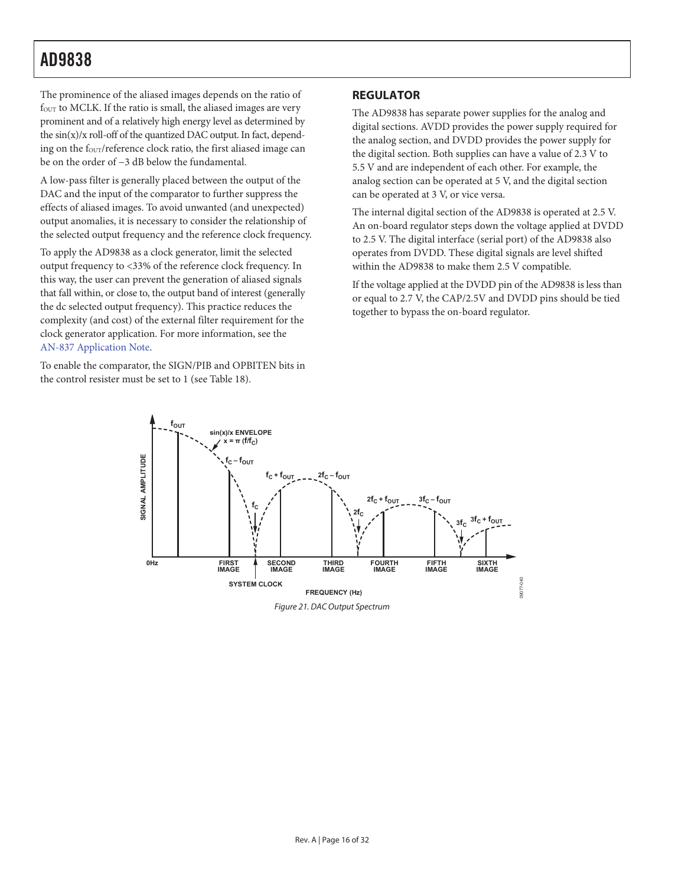The prominence of the aliased images depends on the ratio of $f_{OUT}$ to MCLK. If the ratio is small, the aliased images are very prominent and of a relatively high energy level as determined by the sin(x)/x roll-off of the quantized DAC output. In fact, depending on the $f_{OUT}$/reference clock ratio, the first aliased image can be on the order of −3 dB below the fundamental.

A low-pass filter is generally placed between the output of the DAC and the input of the comparator to further suppress the effects of aliased images. To avoid unwanted (and unexpected) output anomalies, it is necessary to consider the relationship of the selected output frequency and the reference clock frequency.

To apply the AD9838 as a clock generator, limit the selected output frequency to <33% of the reference clock frequency. In this way, the user can prevent the generation of aliased signals that fall within, or close to, the output band of interest (generally the dc selected output frequency). This practice reduces the complexity (and cost) of the external filter requirement for the clock generator application. For more information, see the AN-837 Application Note.

To enable the comparator, the SIGN/PIB and OPBITEN bits in the control resister must be set to 1 (see Table 18).

## REGULATOR

The AD9838 has separate power supplies for the analog and digital sections. AVDD provides the power supply required for the analog section, and DVDD provides the power supply for the digital section. Both supplies can have a value of 2.3 V to 5.5 V and are independent of each other. For example, the analog section can be operated at 5 V, and the digital section can be operated at 3 V, or vice versa.

The internal digital section of the AD9838 is operated at 2.5 V. An on-board regulator steps down the voltage applied at DVDD to 2.5 V. The digital interface (serial port) of the AD9838 also operates from DVDD. These digital signals are level shifted within the AD9838 to make them 2.5 V compatible.

If the voltage applied at the DVDD pin of the AD9838 is less than or equal to 2.7 V, the CAP/2.5V and DVDD pins should be tied together to bypass the on-board regulator.

*Figure 21. DAC Output Spectrum*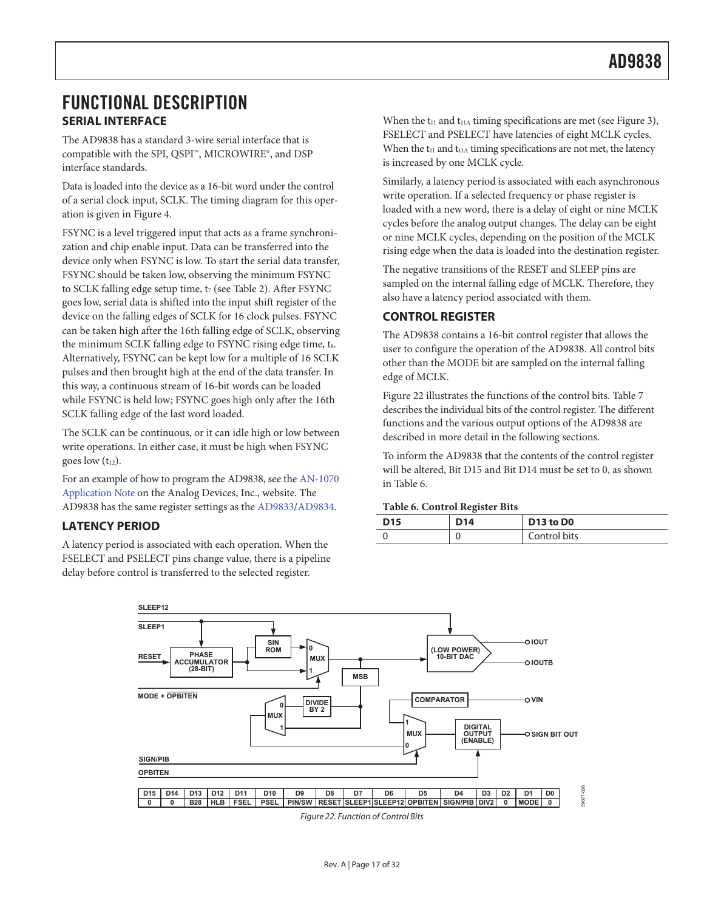# FUNCTIONAL DESCRIPTION

## SERIAL INTERFACE

The AD9838 has a standard 3-wire serial interface that is compatible with the SPI, QSPI™, MICROWIRE®, and DSP interface standards.

Data is loaded into the device as a 16-bit word under the control of a serial clock input, SCLK. The timing diagram for this operation is given in Figure 4.

FSYNC is a level triggered input that acts as a frame synchronization and chip enable input. Data can be transferred into the device only when FSYNC is low. To start the serial data transfer, FSYNC should be taken low, observing the minimum FSYNC to SCLK falling edge setup time, $t_7$ (see Table 2). After FSYNC goes low, serial data is shifted into the input shift register of the device on the falling edges of SCLK for 16 clock pulses. FSYNC can be taken high after the 16th falling edge of SCLK, observing the minimum SCLK falling edge to FSYNC rising edge time, $t_8$. Alternatively, FSYNC can be kept low for a multiple of 16 SCLK pulses and then brought high at the end of the data transfer. In this way, a continuous stream of 16-bit words can be loaded while FSYNC is held low; FSYNC goes high only after the 16th SCLK falling edge of the last word loaded.

The SCLK can be continuous, or it can idle high or low between write operations. In either case, it must be high when FSYNC goes low ($t_{12}$).

For an example of how to program the AD9838, see the AN-1070 Application Note on the Analog Devices, Inc., website. The AD9838 has the same register settings as the AD9833/AD9834.

## LATENCY PERIOD

A latency period is associated with each operation. When the FSELECT and PSELECT pins change value, there is a pipeline delay before control is transferred to the selected register.

When the $t_{11}$ and $t_{11A}$ timing specifications are met (see Figure 3), FSELECT and PSELECT have latencies of eight MCLK cycles. When the $t_{11}$ and $t_{11A}$ timing specifications are not met, the latency is increased by one MCLK cycle.

Similarly, a latency period is associated with each asynchronous write operation. If a selected frequency or phase register is loaded with a new word, there is a delay of eight or nine MCLK cycles before the analog output changes. The delay can be eight or nine MCLK cycles, depending on the position of the MCLK rising edge when the data is loaded into the destination register.

The negative transitions of the RESET and SLEEP pins are sampled on the internal falling edge of MCLK. Therefore, they also have a latency period associated with them.

## CONTROL REGISTER

The AD9838 contains a 16-bit control register that allows the user to configure the operation of the AD9838. All control bits other than the MODE bit are sampled on the internal falling edge of MCLK.

Figure 22 illustrates the functions of the control bits. Table 7 describes the individual bits of the control register. The different functions and the various output options of the AD9838 are described in more detail in the following sections.

To inform the AD9838 that the contents of the control register will be altered, Bit D15 and Bit D14 must be set to 0, as shown in Table 6.

**Table 6. Control Register Bits**

| D15 | D14 | D13 to D0 |
|---|---|---|
| 0 | 0 | Control bits |

| D15 | D14 | D13 | D12 | D11 | D10 | D9 | D8 | D7 | D6 | D5 | D4 | D3 | D2 | D1 | D0 |
|---|---|---|---|---|---|---|---|---|---|---|---|---|---|---|---|
| 0 | 0 | B28 | HLB | FSEL | PSEL | PIN/SW | RESET | SLEEP1 | SLEEP12 | OPBITEN | SIGN/PIB | DIV2 | 0 | MODE | 0 |

*Figure 22. Function of Control Bits*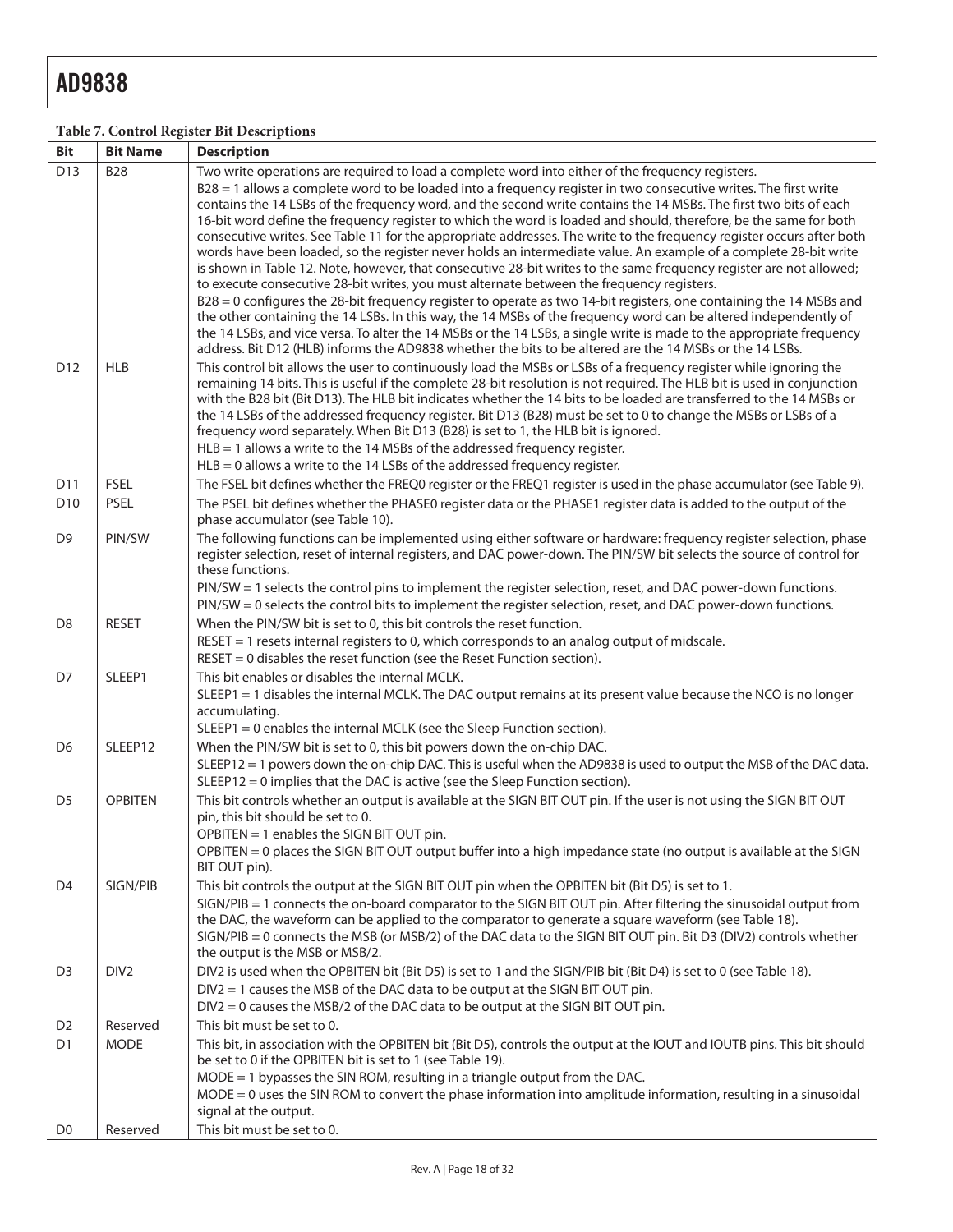**Table 7. Control Register Bit Descriptions**

| Bit | Bit Name | Description |
|---|---|---|
| D13 | B28 | Two write operations are required to load a complete word into either of the frequency registers.<br>B28 = 1 allows a complete word to be loaded into a frequency register in two consecutive writes. The first write contains the 14 LSBs of the frequency word, and the second write contains the 14 MSBs. The first two bits of each 16-bit word define the frequency register to which the word is loaded and should, therefore, be the same for both consecutive writes. See Table 11 for the appropriate addresses. The write to the frequency register occurs after both words have been loaded, so the register never holds an intermediate value. An example of a complete 28-bit write is shown in Table 12. Note, however, that consecutive 28-bit writes to the same frequency register are not allowed; to execute consecutive 28-bit writes, you must alternate between the frequency registers.<br>B28 = 0 configures the 28-bit frequency register to operate as two 14-bit registers, one containing the 14 MSBs and the other containing the 14 LSBs. In this way, the 14 MSBs of the frequency word can be altered independently of the 14 LSBs, and vice versa. To alter the 14 MSBs or the 14 LSBs, a single write is made to the appropriate frequency address. Bit D12 (HLB) informs the AD9838 whether the bits to be altered are the 14 MSBs or the 14 LSBs. |
| D12 | HLB | This control bit allows the user to continuously load the MSBs or LSBs of a frequency register while ignoring the remaining 14 bits. This is useful if the complete 28-bit resolution is not required. The HLB bit is used in conjunction with the B28 bit (Bit D13). The HLB bit indicates whether the 14 bits to be loaded are transferred to the 14 MSBs or the 14 LSBs of the addressed frequency register. Bit D13 (B28) must be set to 0 to change the MSBs or LSBs of a frequency word separately. When Bit D13 (B28) is set to 1, the HLB bit is ignored.<br>HLB = 1 allows a write to the 14 MSBs of the addressed frequency register.<br>HLB = 0 allows a write to the 14 LSBs of the addressed frequency register. |
| D11 | FSEL | The FSEL bit defines whether the FREQ0 register or the FREQ1 register is used in the phase accumulator (see Table 9). |
| D10 | PSEL | The PSEL bit defines whether the PHASE0 register data or the PHASE1 register data is added to the output of the phase accumulator (see Table 10). |
| D9 | PIN/SW | The following functions can be implemented using either software or hardware: frequency register selection, phase register selection, reset of internal registers, and DAC power-down. The PIN/SW bit selects the source of control for these functions.<br>PIN/SW = 1 selects the control pins to implement the register selection, reset, and DAC power-down functions.<br>PIN/SW = 0 selects the control bits to implement the register selection, reset, and DAC power-down functions. |
| D8 | RESET | When the PIN/SW bit is set to 0, this bit controls the reset function.<br>RESET = 1 resets internal registers to 0, which corresponds to an analog output of midscale.<br>RESET = 0 disables the reset function (see the Reset Function section). |
| D7 | SLEEP1 | This bit enables or disables the internal MCLK.<br>SLEEP1 = 1 disables the internal MCLK. The DAC output remains at its present value because the NCO is no longer accumulating.<br>SLEEP1 = 0 enables the internal MCLK (see the Sleep Function section). |
| D6 | SLEEP12 | When the PIN/SW bit is set to 0, this bit powers down the on-chip DAC.<br>SLEEP12 = 1 powers down the on-chip DAC. This is useful when the AD9838 is used to output the MSB of the DAC data.<br>SLEEP12 = 0 implies that the DAC is active (see the Sleep Function section). |
| D5 | OPBITEN | This bit controls whether an output is available at the SIGN BIT OUT pin. If the user is not using the SIGN BIT OUT pin, this bit should be set to 0.<br>OPBITEN = 1 enables the SIGN BIT OUT pin.<br>OPBITEN = 0 places the SIGN BIT OUT output buffer into a high impedance state (no output is available at the SIGN BIT OUT pin). |
| D4 | SIGN/PIB | This bit controls the output at the SIGN BIT OUT pin when the OPBITEN bit (Bit D5) is set to 1.<br>SIGN/PIB = 1 connects the on-board comparator to the SIGN BIT OUT pin. After filtering the sinusoidal output from the DAC, the waveform can be applied to the comparator to generate a square waveform (see Table 18).<br>SIGN/PIB = 0 connects the MSB (or MSB/2) of the DAC data to the SIGN BIT OUT pin. Bit D3 (DIV2) controls whether the output is the MSB or MSB/2. |
| D3 | DIV2 | DIV2 is used when the OPBITEN bit (Bit D5) is set to 1 and the SIGN/PIB bit (Bit D4) is set to 0 (see Table 18).<br>DIV2 = 1 causes the MSB of the DAC data to be output at the SIGN BIT OUT pin.<br>DIV2 = 0 causes the MSB/2 of the DAC data to be output at the SIGN BIT OUT pin. |
| D2 | Reserved | This bit must be set to 0. |
| D1 | MODE | This bit, in association with the OPBITEN bit (Bit D5), controls the output at the IOUT and IOUTB pins. This bit should be set to 0 if the OPBITEN bit is set to 1 (see Table 19).<br>MODE = 1 bypasses the SIN ROM, resulting in a triangle output from the DAC.<br>MODE = 0 uses the SIN ROM to convert the phase information into amplitude information, resulting in a sinusoidal signal at the output. |
| D0 | Reserved | This bit must be set to 0. |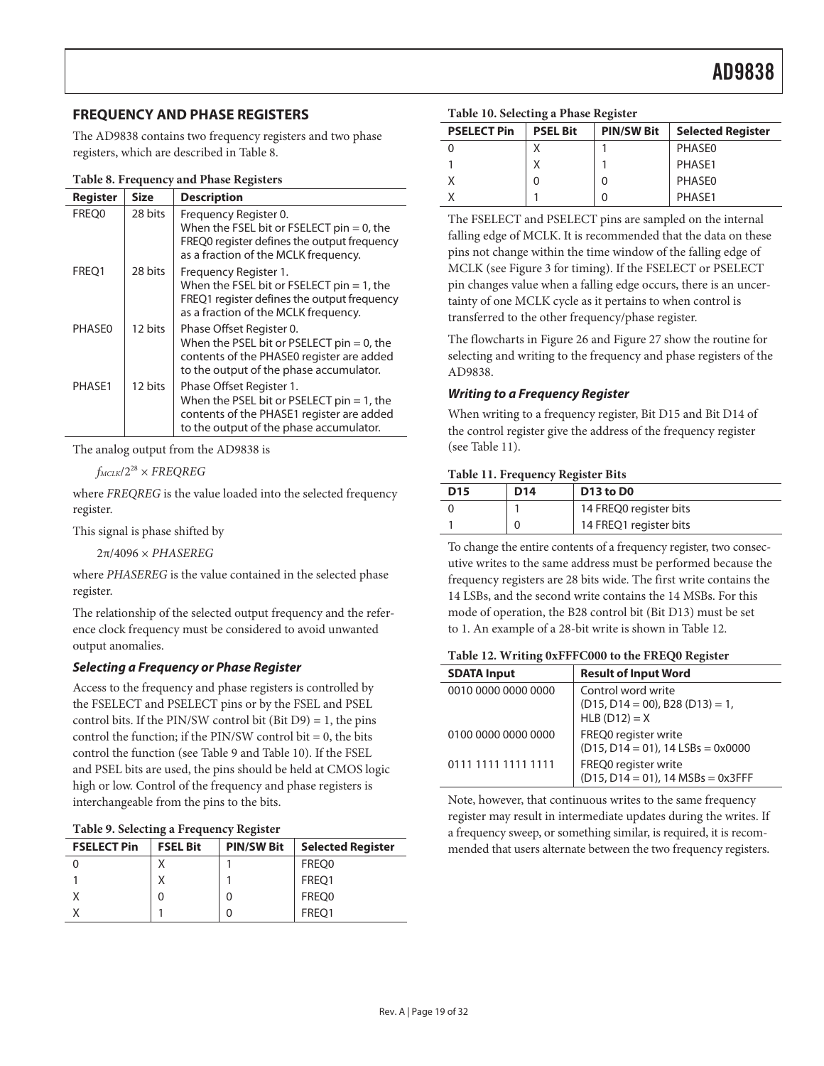## FREQUENCY AND PHASE REGISTERS

The AD9838 contains two frequency registers and two phase registers, which are described in Table 8.

**Table 8. Frequency and Phase Registers**

| Register | Size | Description |
|---|---|---|
| FREQ0 | 28 bits | Frequency Register 0. When the FSEL bit or FSELECT pin = 0, the FREQ0 register defines the output frequency as a fraction of the MCLK frequency. |
| FREQ1 | 28 bits | Frequency Register 1. When the FSEL bit or FSELECT pin = 1, the FREQ1 register defines the output frequency as a fraction of the MCLK frequency. |
| PHASE0 | 12 bits | Phase Offset Register 0. When the PSEL bit or PSELECT pin = 0, the contents of the PHASE0 register are added to the output of the phase accumulator. |
| PHASE1 | 12 bits | Phase Offset Register 1. When the PSEL bit or PSELECT pin = 1, the contents of the PHASE1 register are added to the output of the phase accumulator. |

The analog output from the AD9838 is

$f_{MCLK}/2^{28} \times FREQREG$

where *FREQREG* is the value loaded into the selected frequency register.

This signal is phase shifted by

$2\pi/4096 \times PHASEREG$

where *PHASEREG* is the value contained in the selected phase register.

The relationship of the selected output frequency and the reference clock frequency must be considered to avoid unwanted output anomalies.

### *Selecting a Frequency or Phase Register*

Access to the frequency and phase registers is controlled by the FSELECT and PSELECT pins or by the FSEL and PSEL control bits. If the PIN/SW control bit (Bit D9) = 1, the pins control the function; if the PIN/SW control bit = 0, the bits control the function (see Table 9 and Table 10). If the FSEL and PSEL bits are used, the pins should be held at CMOS logic high or low. Control of the frequency and phase registers is interchangeable from the pins to the bits.

**Table 9. Selecting a Frequency Register**

| FSELECT Pin | FSEL Bit | PIN/SW Bit | Selected Register |
|---|---|---|---|
| 0 | X | 1 | FREQ0 |
| 1 | X | 1 | FREQ1 |
| X | 0 | 0 | FREQ0 |
| X | 1 | 0 | FREQ1 |

**Table 10. Selecting a Phase Register**

| PSELECT Pin | PSEL Bit | PIN/SW Bit | Selected Register |
|---|---|---|---|
| 0 | X | 1 | PHASE0 |
| 1 | X | 1 | PHASE1 |
| X | 0 | 0 | PHASE0 |
| X | 1 | 0 | PHASE1 |

The FSELECT and PSELECT pins are sampled on the internal falling edge of MCLK. It is recommended that the data on these pins not change within the time window of the falling edge of MCLK (see Figure 3 for timing). If the FSELECT or PSELECT pin changes value when a falling edge occurs, there is an uncertainty of one MCLK cycle as it pertains to when control is transferred to the other frequency/phase register.

The flowcharts in Figure 26 and Figure 27 show the routine for selecting and writing to the frequency and phase registers of the AD9838.

### *Writing to a Frequency Register*

When writing to a frequency register, Bit D15 and Bit D14 of the control register give the address of the frequency register (see Table 11).

**Table 11. Frequency Register Bits**

| D15 | D14 | D13 to D0 |
|---|---|---|
| 0 | 1 | 14 FREQ0 register bits |
| 1 | 0 | 14 FREQ1 register bits |

To change the entire contents of a frequency register, two consecutive writes to the same address must be performed because the frequency registers are 28 bits wide. The first write contains the 14 LSBs, and the second write contains the 14 MSBs. For this mode of operation, the B28 control bit (Bit D13) must be set to 1. An example of a 28-bit write is shown in Table 12.

**Table 12. Writing 0xFFFC000 to the FREQ0 Register**

| SDATA Input | Result of Input Word |
|---|---|
| 0010 0000 0000 0000 | Control word write (D15, D14 = 00), B28 (D13) = 1, HLB (D12) = X |
| 0100 0000 0000 0000 | FREQ0 register write (D15, D14 = 01), 14 LSBs = 0x0000 |
| 0111 1111 1111 1111 | FREQ0 register write (D15, D14 = 01), 14 MSBs = 0x3FFF |

Note, however, that continuous writes to the same frequency register may result in intermediate updates during the writes. If a frequency sweep, or something similar, is required, it is recommended that users alternate between the two frequency registers.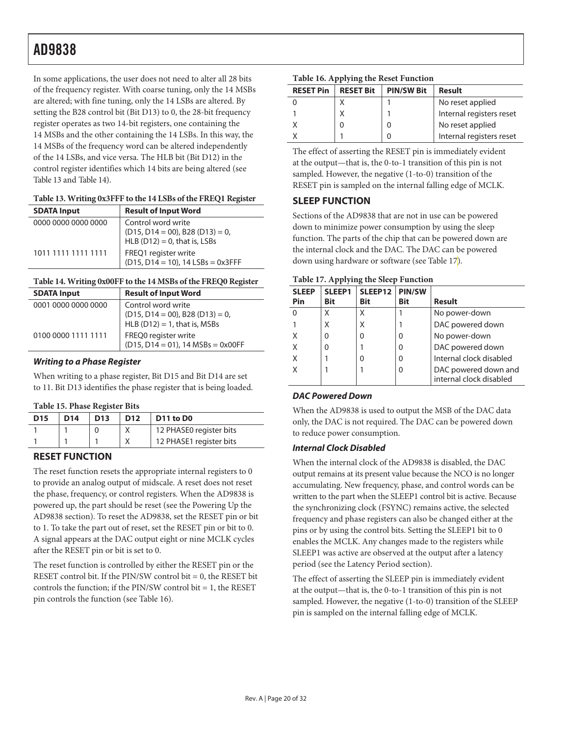In some applications, the user does not need to alter all 28 bits of the frequency register. With coarse tuning, only the 14 MSBs are altered; with fine tuning, only the 14 LSBs are altered. By setting the B28 control bit (Bit D13) to 0, the 28-bit frequency register operates as two 14-bit registers, one containing the 14 MSBs and the other containing the 14 LSBs. In this way, the 14 MSBs of the frequency word can be altered independently of the 14 LSBs, and vice versa. The HLB bit (Bit D12) in the control register identifies which 14 bits are being altered (see Table 13 and Table 14).

**Table 13. Writing 0x3FFF to the 14 LSBs of the FREQ1 Register**

| SDATA Input | Result of Input Word |
|---|---|
| 0000 0000 0000 0000 | Control word write (D15, D14 = 00), B28 (D13) = 0, HLB (D12) = 0, that is, LSBs |
| 1011 1111 1111 1111 | FREQ1 register write (D15, D14 = 10), 14 LSBs = 0x3FFF |

**Table 14. Writing 0x00FF to the 14 MSBs of the FREQ0 Register**

| SDATA Input | Result of Input Word |
|---|---|
| 0001 0000 0000 0000 | Control word write (D15, D14 = 00), B28 (D13) = 0, HLB (D12) = 1, that is, MSBs |
| 0100 0000 1111 1111 | FREQ0 register write (D15, D14 = 01), 14 MSBs = 0x00FF |

### *Writing to a Phase Register*

When writing to a phase register, Bit D15 and Bit D14 are set to 11. Bit D13 identifies the phase register that is being loaded.

**Table 15. Phase Register Bits**

| D15 | D14 | D13 | D12 | D11 to D0 |
|---|---|---|---|---|
| 1 | 1 | 0 | X | 12 PHASE0 register bits |
| 1 | 1 | 1 | X | 12 PHASE1 register bits |

## RESET FUNCTION

The reset function resets the appropriate internal registers to 0 to provide an analog output of midscale. A reset does not reset the phase, frequency, or control registers. When the AD9838 is powered up, the part should be reset (see the Powering Up the AD9838 section). To reset the AD9838, set the RESET pin or bit to 1. To take the part out of reset, set the RESET pin or bit to 0. A signal appears at the DAC output eight or nine MCLK cycles after the RESET pin or bit is set to 0.

The reset function is controlled by either the RESET pin or the RESET control bit. If the PIN/SW control bit = 0, the RESET bit controls the function; if the PIN/SW control bit = 1, the RESET pin controls the function (see Table 16).

**Table 16. Applying the Reset Function**

| RESET Pin | RESET Bit | PIN/SW Bit | Result |
|---|---|---|---|
| 0 | X | 1 | No reset applied |
| 1 | X | 1 | Internal registers reset |
| X | 0 | 0 | No reset applied |
| X | 1 | 0 | Internal registers reset |

The effect of asserting the RESET pin is immediately evident at the output—that is, the 0-to-1 transition of this pin is not sampled. However, the negative (1-to-0) transition of the RESET pin is sampled on the internal falling edge of MCLK.

## SLEEP FUNCTION

Sections of the AD9838 that are not in use can be powered down to minimize power consumption by using the sleep function. The parts of the chip that can be powered down are the internal clock and the DAC. The DAC can be powered down using hardware or software (see Table 17).

**Table 17. Applying the Sleep Function**

| SLEEP Pin | SLEEP1 Bit | SLEEP12 Bit | PIN/SW Bit | Result |
|---|---|---|---|---|
| 0 | X | X | 1 | No power-down |
| 1 | X | X | 1 | DAC powered down |
| X | 0 | 0 | 0 | No power-down |
| X | 0 | 1 | 0 | DAC powered down |
| X | 1 | 0 | 0 | Internal clock disabled |
| X | 1 | 1 | 0 | DAC powered down and internal clock disabled |

### *DAC Powered Down*

When the AD9838 is used to output the MSB of the DAC data only, the DAC is not required. The DAC can be powered down to reduce power consumption.

### *Internal Clock Disabled*

When the internal clock of the AD9838 is disabled, the DAC output remains at its present value because the NCO is no longer accumulating. New frequency, phase, and control words can be written to the part when the SLEEP1 control bit is active. Because the synchronizing clock (FSYNC) remains active, the selected frequency and phase registers can also be changed either at the pins or by using the control bits. Setting the SLEEP1 bit to 0 enables the MCLK. Any changes made to the registers while SLEEP1 was active are observed at the output after a latency period (see the Latency Period section).

The effect of asserting the SLEEP pin is immediately evident at the output—that is, the 0-to-1 transition of this pin is not sampled. However, the negative (1-to-0) transition of the SLEEP pin is sampled on the internal falling edge of MCLK.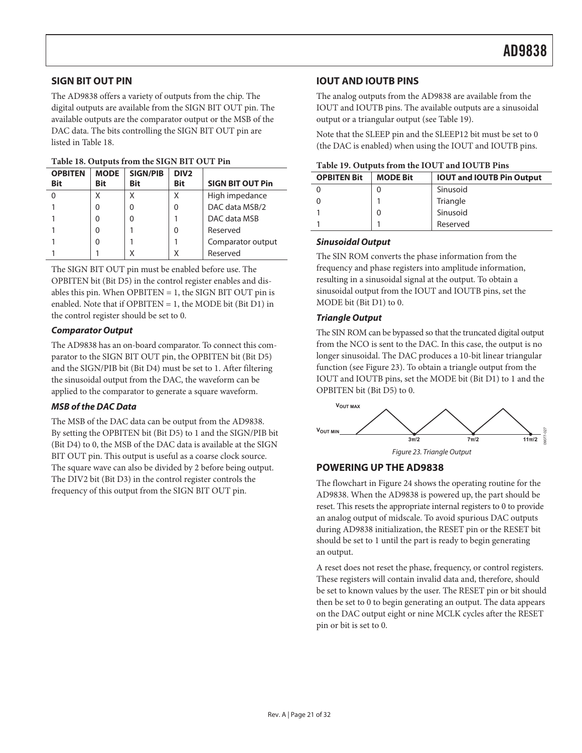## SIGN BIT OUT PIN

The AD9838 offers a variety of outputs from the chip. The digital outputs are available from the SIGN BIT OUT pin. The available outputs are the comparator output or the MSB of the DAC data. The bits controlling the SIGN BIT OUT pin are listed in Table 18.

**Table 18. Outputs from the SIGN BIT OUT Pin**

| OPBITEN Bit | MODE Bit | SIGN/PIB Bit | DIV2 Bit | SIGN BIT OUT Pin |
|---|---|---|---|---|
| 0 | X | X | X | High impedance |
| 1 | 0 | 0 | 0 | DAC data MSB/2 |
| 1 | 0 | 0 | 1 | DAC data MSB |
| 1 | 0 | 1 | 0 | Reserved |
| 1 | 0 | 1 | 1 | Comparator output |
| 1 | 1 | X | X | Reserved |

The SIGN BIT OUT pin must be enabled before use. The OPBITEN bit (Bit D5) in the control register enables and disables this pin. When OPBITEN = 1, the SIGN BIT OUT pin is enabled. Note that if OPBITEN = 1, the MODE bit (Bit D1) in the control register should be set to 0.

### *Comparator Output*

The AD9838 has an on-board comparator. To connect this comparator to the SIGN BIT OUT pin, the OPBITEN bit (Bit D5) and the SIGN/PIB bit (Bit D4) must be set to 1. After filtering the sinusoidal output from the DAC, the waveform can be applied to the comparator to generate a square waveform.

### *MSB of the DAC Data*

The MSB of the DAC data can be output from the AD9838. By setting the OPBITEN bit (Bit D5) to 1 and the SIGN/PIB bit (Bit D4) to 0, the MSB of the DAC data is available at the SIGN BIT OUT pin. This output is useful as a coarse clock source. The square wave can also be divided by 2 before being output. The DIV2 bit (Bit D3) in the control register controls the frequency of this output from the SIGN BIT OUT pin.

## IOUT AND IOUTB PINS

The analog outputs from the AD9838 are available from the IOUT and IOUTB pins. The available outputs are a sinusoidal output or a triangular output (see Table 19).

Note that the SLEEP pin and the SLEEP12 bit must be set to 0 (the DAC is enabled) when using the IOUT and IOUTB pins.

**Table 19. Outputs from the IOUT and IOUTB Pins**

| OPBITEN Bit | MODE Bit | IOUT and IOUTB Pin Output |
|---|---|---|
| 0 | 0 | Sinusoid |
| 0 | 1 | Triangle |
| 1 | 0 | Sinusoid |
| 1 | 1 | Reserved |

### *Sinusoidal Output*

The SIN ROM converts the phase information from the frequency and phase registers into amplitude information, resulting in a sinusoidal signal at the output. To obtain a sinusoidal output from the IOUT and IOUTB pins, set the MODE bit (Bit D1) to 0.

### *Triangle Output*

The SIN ROM can be bypassed so that the truncated digital output from the NCO is sent to the DAC. In this case, the output is no longer sinusoidal. The DAC produces a 10-bit linear triangular function (see Figure 23). To obtain a triangle output from the IOUT and IOUTB pins, set the MODE bit (Bit D1) to 1 and the OPBITEN bit (Bit D5) to 0.

$V_{OUT\ MAX}$

$V_{OUT\ MIN}$ $3\pi/2$ $7\pi/2$ $11\pi/2$

*Figure 23. Triangle Output*

## POWERING UP THE AD9838

The flowchart in Figure 24 shows the operating routine for the AD9838. When the AD9838 is powered up, the part should be reset. This resets the appropriate internal registers to 0 to provide an analog output of midscale. To avoid spurious DAC outputs during AD9838 initialization, the RESET pin or the RESET bit should be set to 1 until the part is ready to begin generating an output.

A reset does not reset the phase, frequency, or control registers. These registers will contain invalid data and, therefore, should be set to known values by the user. The RESET pin or bit should then be set to 0 to begin generating an output. The data appears on the DAC output eight or nine MCLK cycles after the RESET pin or bit is set to 0.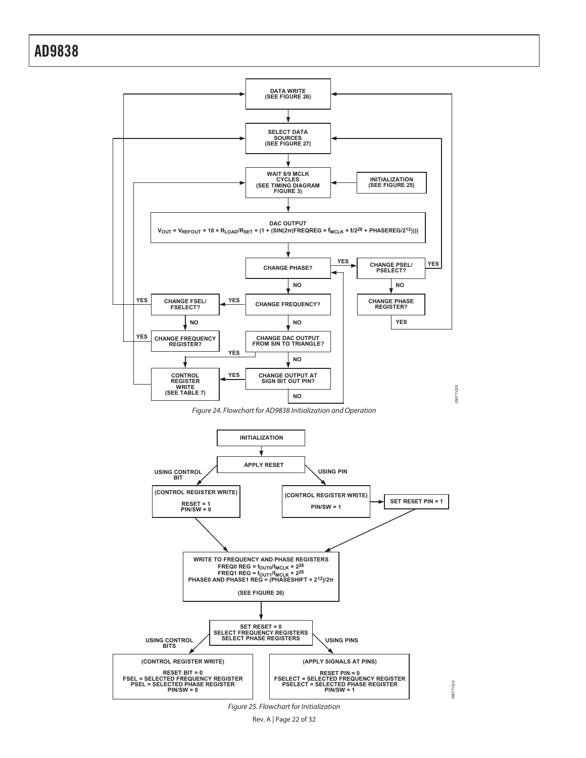**Figure 24. Flowchart for AD9838 Initialization and Operation**

- DATA WRITE (SEE FIGURE 26)
- SELECT DATA SOURCES (SEE FIGURE 27)
- WAIT 8/9 MCLK CYCLES (SEE TIMING DIAGRAM FIGURE 3) ← INITIALIZATION (SEE FIGURE 25)
- DAC OUTPUT: $V_{OUT} = V_{REFOUT} \times 18 \times R_{LOAD}/R_{SET} \times (1 + (SIN(2\pi(FREQREG \times f_{MCLK} \times t/2^{28} + PHASEREG/2^{12}))))$
- CHANGE PHASE?
  - YES → CHANGE PSEL/PSELECT?
    - YES → SELECT DATA SOURCES
    - NO → CHANGE PHASE REGISTER? → YES → DATA WRITE
  - NO → CHANGE FREQUENCY?
    - YES → CHANGE FSEL/FSELECT?
      - YES → SELECT DATA SOURCES
      - NO → CHANGE FREQUENCY REGISTER? → YES → DATA WRITE
    - NO → CHANGE DAC OUTPUT FROM SIN TO TRIANGLE?
      - YES → CONTROL REGISTER WRITE (SEE TABLE 7) → WAIT 8/9 MCLK CYCLES
      - NO → CHANGE OUTPUT AT SIGN BIT OUT PIN?
        - YES → CONTROL REGISTER WRITE (SEE TABLE 7)
        - NO → CHANGE PHASE?

Figure 24. Flowchart for AD9838 Initialization and Operation

**Figure 25. Flowchart for Initialization**

- INITIALIZATION
- APPLY RESET
  - USING CONTROL BIT → (CONTROL REGISTER WRITE) RESET = 1, PIN/SW = 0
  - USING PIN → (CONTROL REGISTER WRITE) PIN/SW = 1 → SET RESET PIN = 1
- WRITE TO FREQUENCY AND PHASE REGISTERS
  - FREQ0 REG = $f_{OUT0}/f_{MCLK} \times 2^{28}$
  - FREQ1 REG = $f_{OUT1}/f_{MCLK} \times 2^{28}$
  - PHASE0 AND PHASE1 REG = $(PHASESHIFT \times 2^{12})/2\pi$
  - (SEE FIGURE 26)
- SET RESET = 0, SELECT FREQUENCY REGISTERS, SELECT PHASE REGISTERS
  - USING CONTROL BITS → (CONTROL REGISTER WRITE) RESET BIT = 0, FSEL = SELECTED FREQUENCY REGISTER, PSEL = SELECTED PHASE REGISTER, PIN/SW = 0
  - USING PINS → (APPLY SIGNALS AT PINS) RESET PIN = 0, FSELECT = SELECTED FREQUENCY REGISTER, PSELECT = SELECTED PHASE REGISTER, PIN/SW = 1

Figure 25. Flowchart for Initialization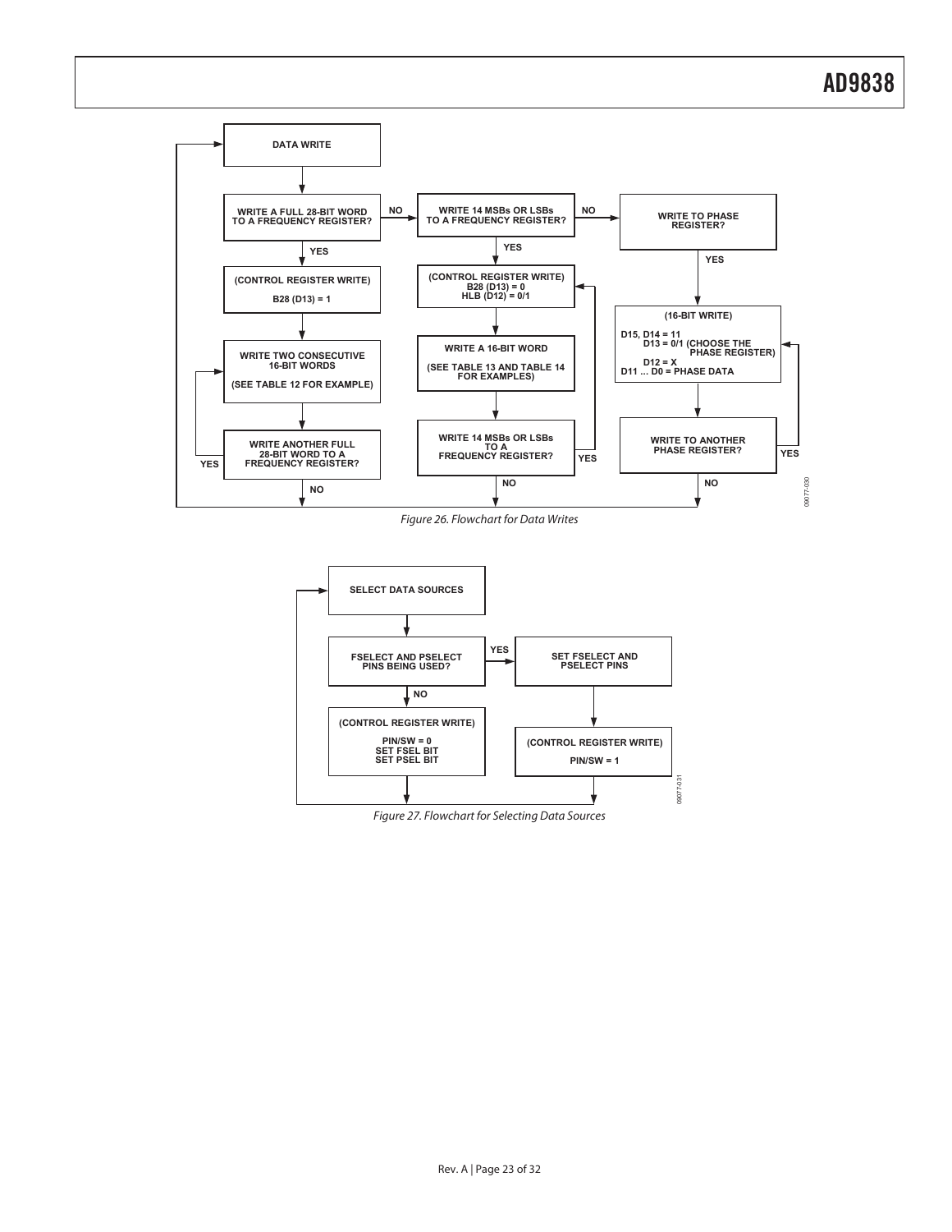DATA WRITE

WRITE A FULL 28-BIT WORD TO A FREQUENCY REGISTER?

- YES → (CONTROL REGISTER WRITE) B28 (D13) = 1 → WRITE TWO CONSECUTIVE 16-BIT WORDS (SEE TABLE 12 FOR EXAMPLE) → WRITE ANOTHER FULL 28-BIT WORD TO A FREQUENCY REGISTER?
  - YES → WRITE TWO CONSECUTIVE 16-BIT WORDS
  - NO → DATA WRITE
- NO → WRITE 14 MSBs OR LSBs TO A FREQUENCY REGISTER?
  - YES → (CONTROL REGISTER WRITE) B28 (D13) = 0, HLB (D12) = 0/1 → WRITE A 16-BIT WORD (SEE TABLE 13 AND TABLE 14 FOR EXAMPLES) → WRITE 14 MSBs OR LSBs TO A FREQUENCY REGISTER?
    - YES → (CONTROL REGISTER WRITE)
    - NO → DATA WRITE
  - NO → WRITE TO PHASE REGISTER?
    - YES → (16-BIT WRITE) D15, D14 = 11; D13 = 0/1 (CHOOSE THE PHASE REGISTER); D12 = X; D11 ... D0 = PHASE DATA → WRITE TO ANOTHER PHASE REGISTER?
      - YES → (16-BIT WRITE)
      - NO → DATA WRITE

*Figure 26. Flowchart for Data Writes*

SELECT DATA SOURCES

FSELECT AND PSELECT PINS BEING USED?

- YES → SET FSELECT AND PSELECT PINS → (CONTROL REGISTER WRITE) PIN/SW = 1 → SELECT DATA SOURCES
- NO → (CONTROL REGISTER WRITE) PIN/SW = 0, SET FSEL BIT, SET PSEL BIT → SELECT DATA SOURCES

*Figure 27. Flowchart for Selecting Data Sources*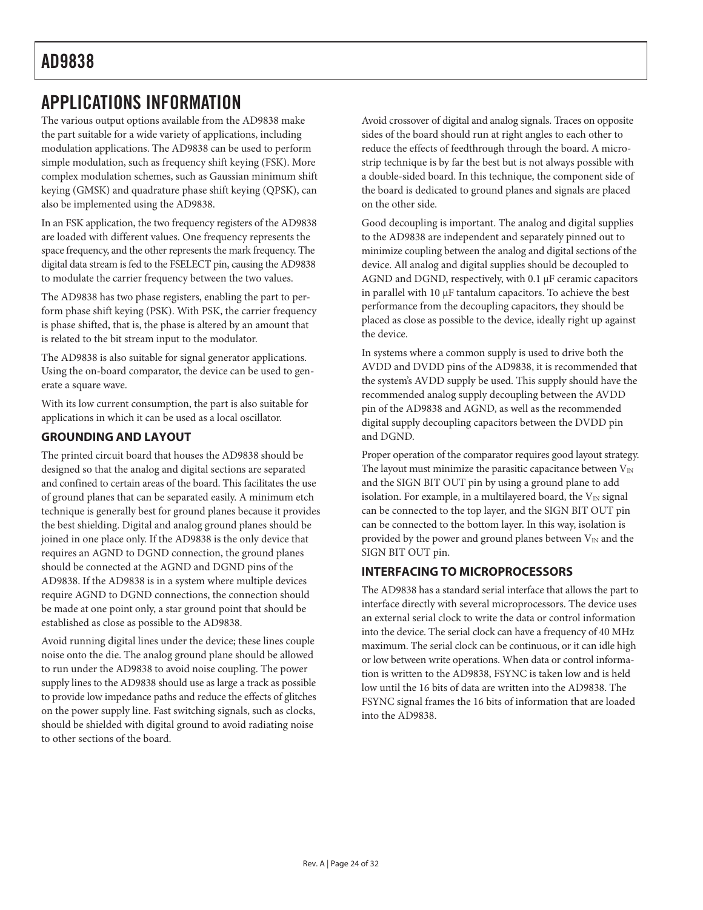## APPLICATIONS INFORMATION

The various output options available from the AD9838 make the part suitable for a wide variety of applications, including modulation applications. The AD9838 can be used to perform simple modulation, such as frequency shift keying (FSK). More complex modulation schemes, such as Gaussian minimum shift keying (GMSK) and quadrature phase shift keying (QPSK), can also be implemented using the AD9838.

In an FSK application, the two frequency registers of the AD9838 are loaded with different values. One frequency represents the space frequency, and the other represents the mark frequency. The digital data stream is fed to the FSELECT pin, causing the AD9838 to modulate the carrier frequency between the two values.

The AD9838 has two phase registers, enabling the part to perform phase shift keying (PSK). With PSK, the carrier frequency is phase shifted, that is, the phase is altered by an amount that is related to the bit stream input to the modulator.

The AD9838 is also suitable for signal generator applications. Using the on-board comparator, the device can be used to generate a square wave.

With its low current consumption, the part is also suitable for applications in which it can be used as a local oscillator.

### GROUNDING AND LAYOUT

The printed circuit board that houses the AD9838 should be designed so that the analog and digital sections are separated and confined to certain areas of the board. This facilitates the use of ground planes that can be separated easily. A minimum etch technique is generally best for ground planes because it provides the best shielding. Digital and analog ground planes should be joined in one place only. If the AD9838 is the only device that requires an AGND to DGND connection, the ground planes should be connected at the AGND and DGND pins of the AD9838. If the AD9838 is in a system where multiple devices require AGND to DGND connections, the connection should be made at one point only, a star ground point that should be established as close as possible to the AD9838.

Avoid running digital lines under the device; these lines couple noise onto the die. The analog ground plane should be allowed to run under the AD9838 to avoid noise coupling. The power supply lines to the AD9838 should use as large a track as possible to provide low impedance paths and reduce the effects of glitches on the power supply line. Fast switching signals, such as clocks, should be shielded with digital ground to avoid radiating noise to other sections of the board.

Avoid crossover of digital and analog signals. Traces on opposite sides of the board should run at right angles to each other to reduce the effects of feedthrough through the board. A microstrip technique is by far the best but is not always possible with a double-sided board. In this technique, the component side of the board is dedicated to ground planes and signals are placed on the other side.

Good decoupling is important. The analog and digital supplies to the AD9838 are independent and separately pinned out to minimize coupling between the analog and digital sections of the device. All analog and digital supplies should be decoupled to AGND and DGND, respectively, with 0.1 μF ceramic capacitors in parallel with 10 μF tantalum capacitors. To achieve the best performance from the decoupling capacitors, they should be placed as close as possible to the device, ideally right up against the device.

In systems where a common supply is used to drive both the AVDD and DVDD pins of the AD9838, it is recommended that the system's AVDD supply be used. This supply should have the recommended analog supply decoupling between the AVDD pin of the AD9838 and AGND, as well as the recommended digital supply decoupling capacitors between the DVDD pin and DGND.

Proper operation of the comparator requires good layout strategy. The layout must minimize the parasitic capacitance between $V_{IN}$ and the SIGN BIT OUT pin by using a ground plane to add isolation. For example, in a multilayered board, the $V_{IN}$ signal can be connected to the top layer, and the SIGN BIT OUT pin can be connected to the bottom layer. In this way, isolation is provided by the power and ground planes between $V_{IN}$ and the SIGN BIT OUT pin.

### INTERFACING TO MICROPROCESSORS

The AD9838 has a standard serial interface that allows the part to interface directly with several microprocessors. The device uses an external serial clock to write the data or control information into the device. The serial clock can have a frequency of 40 MHz maximum. The serial clock can be continuous, or it can idle high or low between write operations. When data or control information is written to the AD9838, FSYNC is taken low and is held low until the 16 bits of data are written into the AD9838. The FSYNC signal frames the 16 bits of information that are loaded into the AD9838.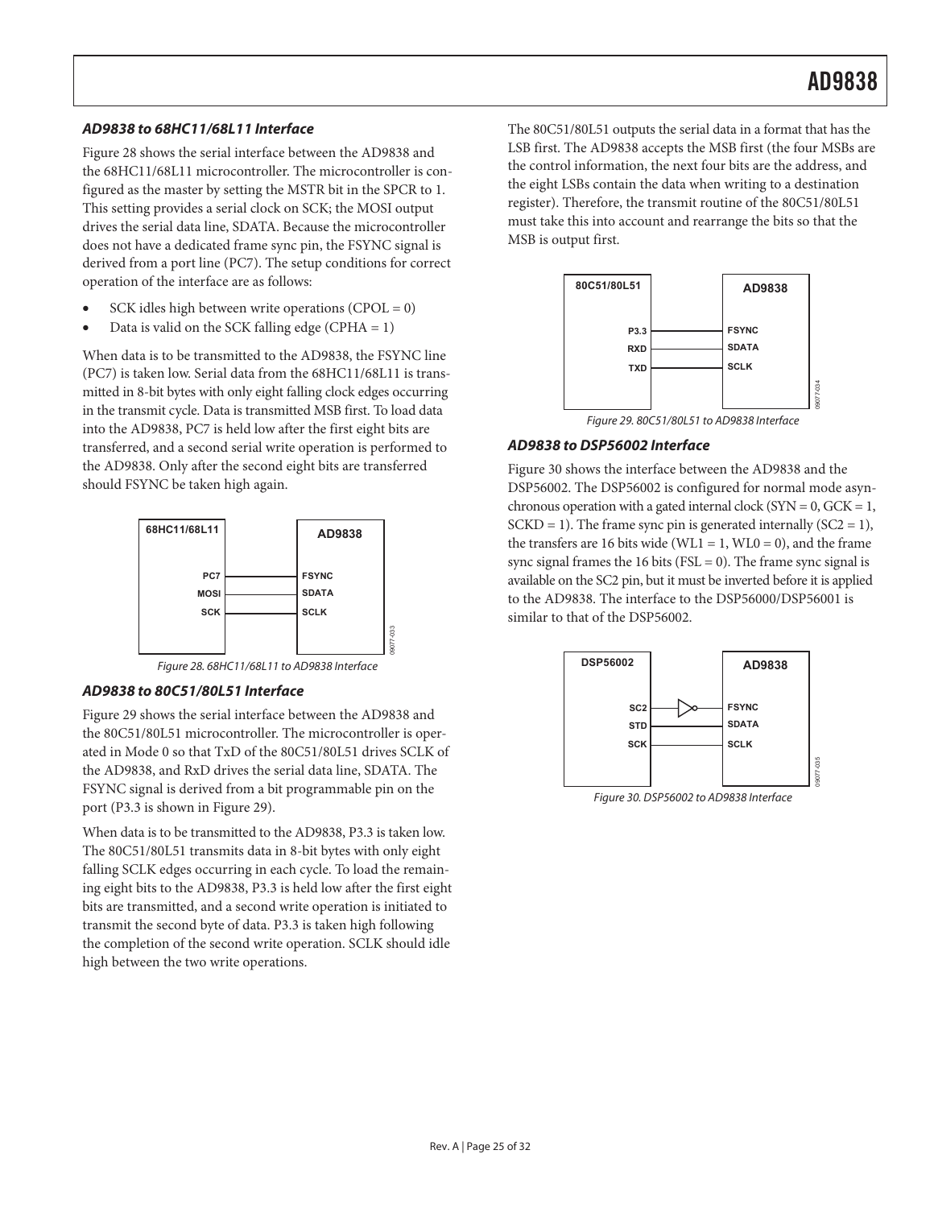### AD9838 to 68HC11/68L11 Interface

Figure 28 shows the serial interface between the AD9838 and the 68HC11/68L11 microcontroller. The microcontroller is configured as the master by setting the MSTR bit in the SPCR to 1. This setting provides a serial clock on SCK; the MOSI output drives the serial data line, SDATA. Because the microcontroller does not have a dedicated frame sync pin, the FSYNC signal is derived from a port line (PC7). The setup conditions for correct operation of the interface are as follows:

- SCK idles high between write operations (CPOL = 0)
- Data is valid on the SCK falling edge (CPHA = 1)

When data is to be transmitted to the AD9838, the FSYNC line (PC7) is taken low. Serial data from the 68HC11/68L11 is transmitted in 8-bit bytes with only eight falling clock edges occurring in the transmit cycle. Data is transmitted MSB first. To load data into the AD9838, PC7 is held low after the first eight bits are transferred, and a second serial write operation is performed to the AD9838. Only after the second eight bits are transferred should FSYNC be taken high again.

Figure 28. 68HC11/68L11 to AD9838 Interface

### AD9838 to 80C51/80L51 Interface

Figure 29 shows the serial interface between the AD9838 and the 80C51/80L51 microcontroller. The microcontroller is operated in Mode 0 so that TxD of the 80C51/80L51 drives SCLK of the AD9838, and RxD drives the serial data line, SDATA. The FSYNC signal is derived from a bit programmable pin on the port (P3.3 is shown in Figure 29).

When data is to be transmitted to the AD9838, P3.3 is taken low. The 80C51/80L51 transmits data in 8-bit bytes with only eight falling SCLK edges occurring in each cycle. To load the remaining eight bits to the AD9838, P3.3 is held low after the first eight bits are transmitted, and a second write operation is initiated to transmit the second byte of data. P3.3 is taken high following the completion of the second write operation. SCLK should idle high between the two write operations.

The 80C51/80L51 outputs the serial data in a format that has the LSB first. The AD9838 accepts the MSB first (the four MSBs are the control information, the next four bits are the address, and the eight LSBs contain the data when writing to a destination register). Therefore, the transmit routine of the 80C51/80L51 must take this into account and rearrange the bits so that the MSB is output first.

Figure 29. 80C51/80L51 to AD9838 Interface

### AD9838 to DSP56002 Interface

Figure 30 shows the interface between the AD9838 and the DSP56002. The DSP56002 is configured for normal mode asynchronous operation with a gated internal clock (SYN = 0, GCK = 1, SCKD = 1). The frame sync pin is generated internally (SC2 = 1), the transfers are 16 bits wide (WL1 = 1, WL0 = 0), and the frame sync signal frames the 16 bits (FSL = 0). The frame sync signal is available on the SC2 pin, but it must be inverted before it is applied to the AD9838. The interface to the DSP56000/DSP56001 is similar to that of the DSP56002.

Figure 30. DSP56002 to AD9838 Interface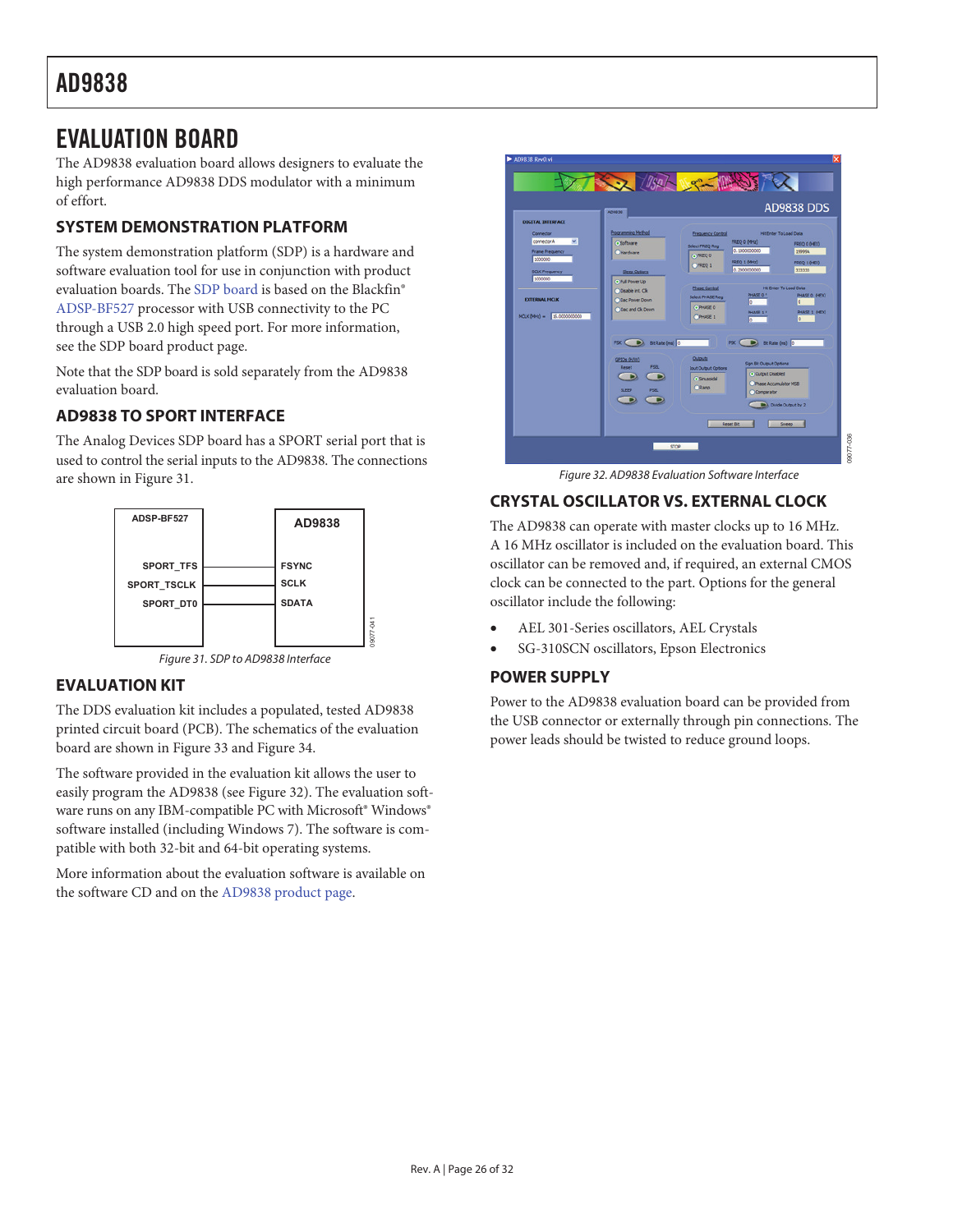# EVALUATION BOARD

The AD9838 evaluation board allows designers to evaluate the high performance AD9838 DDS modulator with a minimum of effort.

## SYSTEM DEMONSTRATION PLATFORM

The system demonstration platform (SDP) is a hardware and software evaluation tool for use in conjunction with product evaluation boards. The SDP board is based on the Blackfin® ADSP-BF527 processor with USB connectivity to the PC through a USB 2.0 high speed port. For more information, see the SDP board product page.

Note that the SDP board is sold separately from the AD9838 evaluation board.

## AD9838 TO SPORT INTERFACE

The Analog Devices SDP board has a SPORT serial port that is used to control the serial inputs to the AD9838. The connections are shown in Figure 31.

| ADSP-BF527 | AD9838 |
|---|---|
| SPORT_TFS | FSYNC |
| SPORT_TSCLK | SCLK |
| SPORT_DT0 | SDATA |

*Figure 31. SDP to AD9838 Interface*

## EVALUATION KIT

The DDS evaluation kit includes a populated, tested AD9838 printed circuit board (PCB). The schematics of the evaluation board are shown in Figure 33 and Figure 34.

The software provided in the evaluation kit allows the user to easily program the AD9838 (see Figure 32). The evaluation software runs on any IBM-compatible PC with Microsoft® Windows® software installed (including Windows 7). The software is compatible with both 32-bit and 64-bit operating systems.

More information about the evaluation software is available on the software CD and on the AD9838 product page.

*Figure 32. AD9838 Evaluation Software Interface*

## CRYSTAL OSCILLATOR VS. EXTERNAL CLOCK

The AD9838 can operate with master clocks up to 16 MHz. A 16 MHz oscillator is included on the evaluation board. This oscillator can be removed and, if required, an external CMOS clock can be connected to the part. Options for the general oscillator include the following:

- AEL 301-Series oscillators, AEL Crystals
- SG-310SCN oscillators, Epson Electronics

## POWER SUPPLY

Power to the AD9838 evaluation board can be provided from the USB connector or externally through pin connections. The power leads should be twisted to reduce ground loops.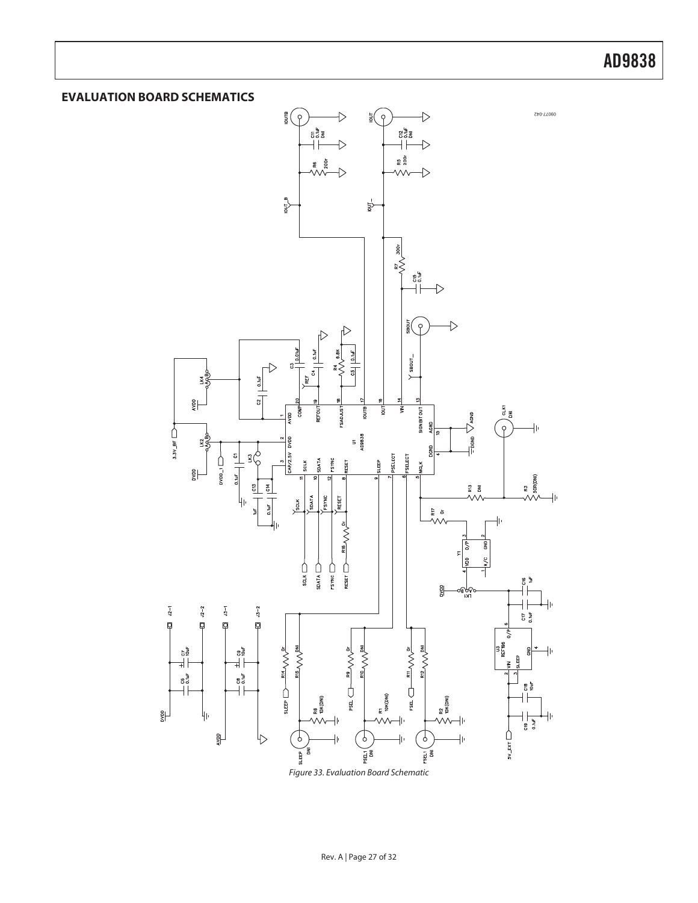## EVALUATION BOARD SCHEMATICS

Figure 33. Evaluation Board Schematic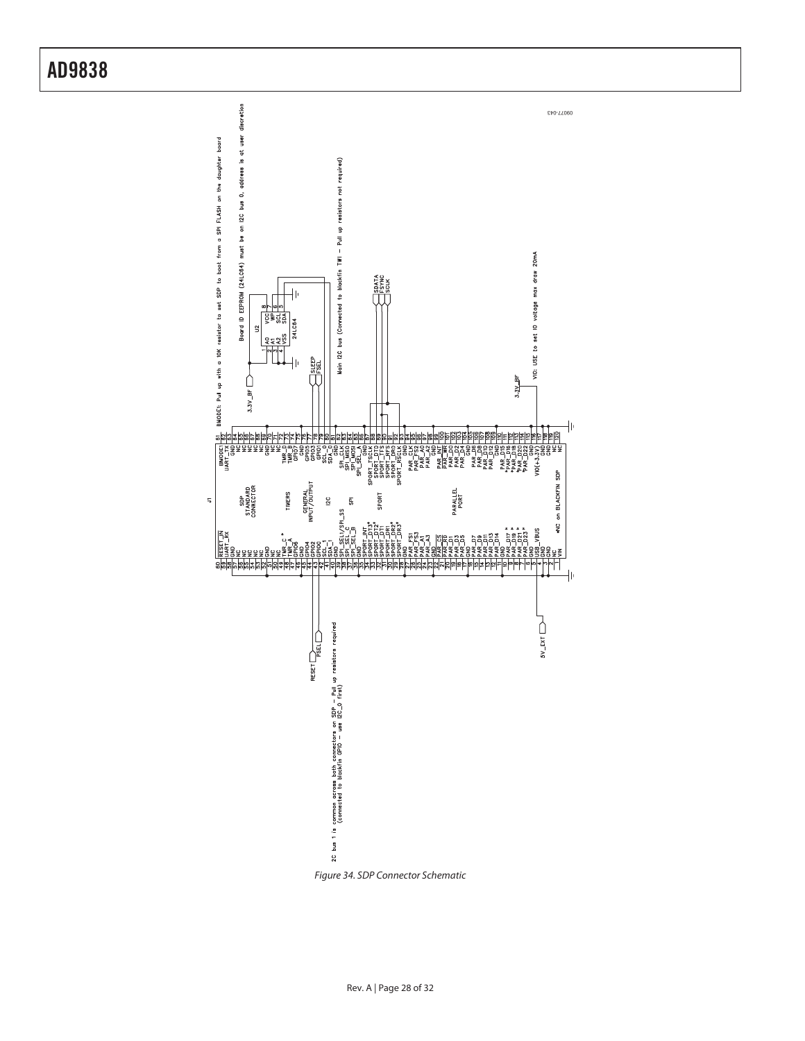Figure 34. SDP Connector Schematic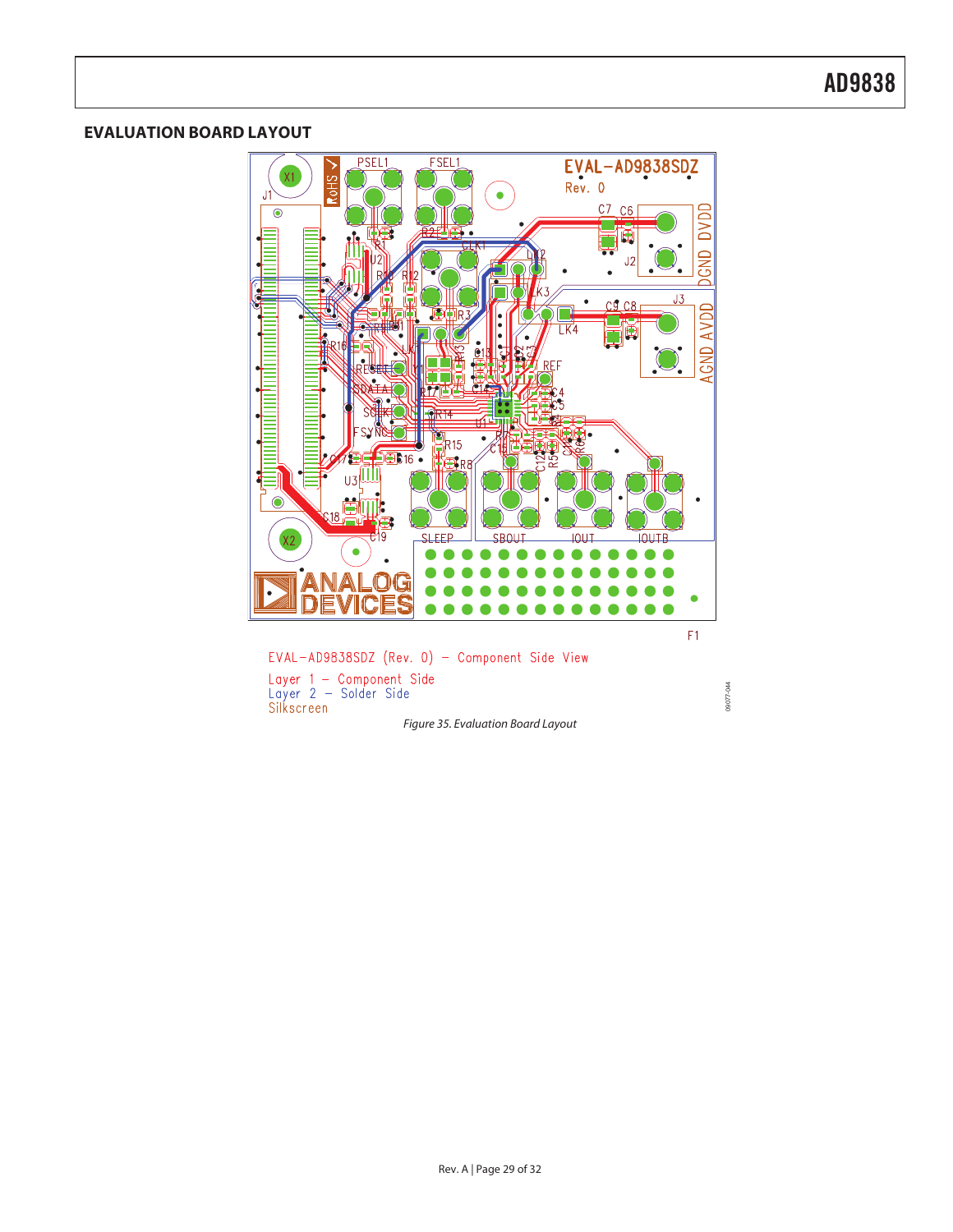## EVALUATION BOARD LAYOUT

EVAL-AD9838SDZ (Rev. 0) – Component Side View

Layer 1 – Component Side
Layer 2 – Solder Side
Silkscreen

*Figure 35. Evaluation Board Layout*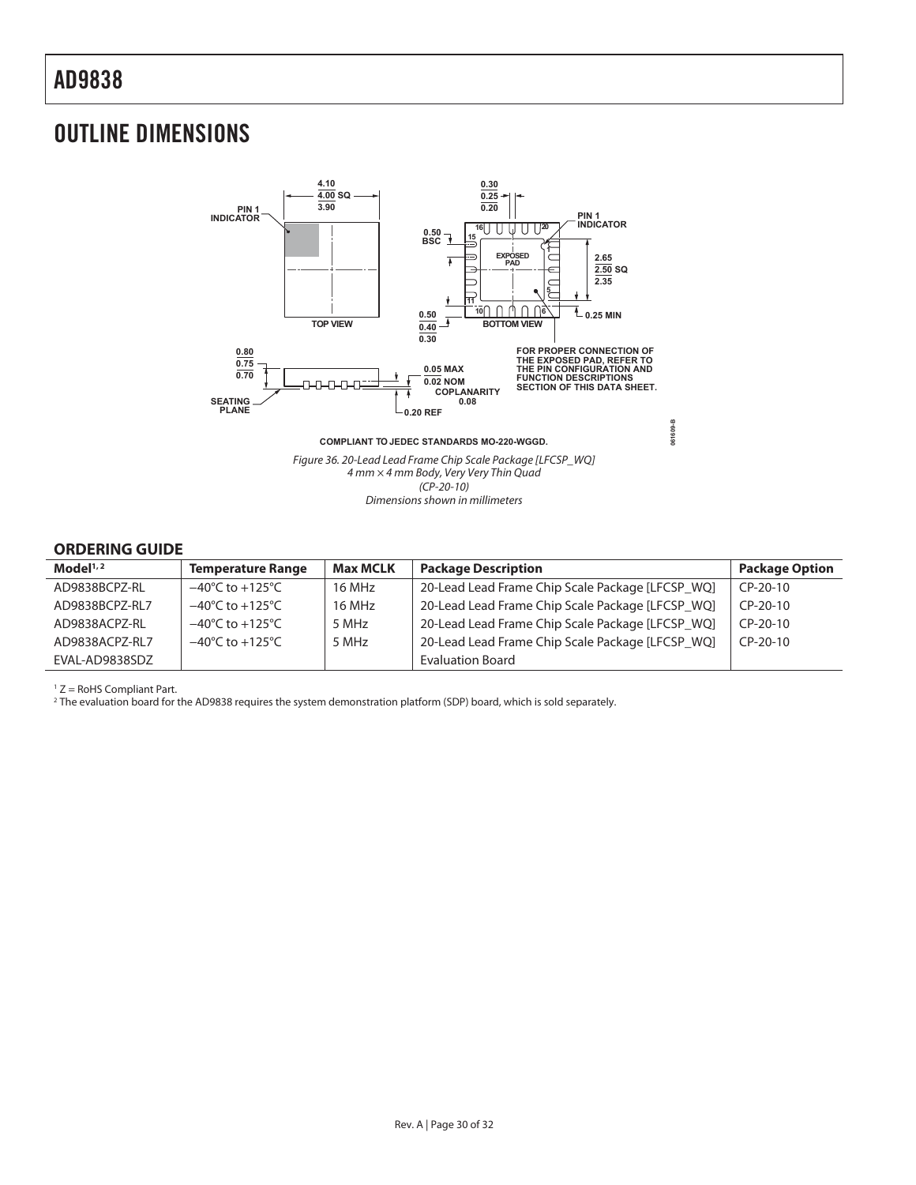# OUTLINE DIMENSIONS

COMPLIANT TO JEDEC STANDARDS MO-220-WGGD.

*Figure 36. 20-Lead Lead Frame Chip Scale Package [LFCSP_WQ]*
*4 mm × 4 mm Body, Very Very Thin Quad*
*(CP-20-10)*
*Dimensions shown in millimeters*

## ORDERING GUIDE

| Model[1, 2] | Temperature Range | Max MCLK | Package Description | Package Option |
|---|---|---|---|---|
| AD9838BCPZ-RL | −40°C to +125°C | 16 MHz | 20-Lead Lead Frame Chip Scale Package [LFCSP_WQ] | CP-20-10 |
| AD9838BCPZ-RL7 | −40°C to +125°C | 16 MHz | 20-Lead Lead Frame Chip Scale Package [LFCSP_WQ] | CP-20-10 |
| AD9838ACPZ-RL | −40°C to +125°C | 5 MHz | 20-Lead Lead Frame Chip Scale Package [LFCSP_WQ] | CP-20-10 |
| AD9838ACPZ-RL7 | −40°C to +125°C | 5 MHz | 20-Lead Lead Frame Chip Scale Package [LFCSP_WQ] | CP-20-10 |
| EVAL-AD9838SDZ | | | Evaluation Board | |

[1] Z = RoHS Compliant Part.
[2] The evaluation board for the AD9838 requires the system demonstration platform (SDP) board, which is sold separately.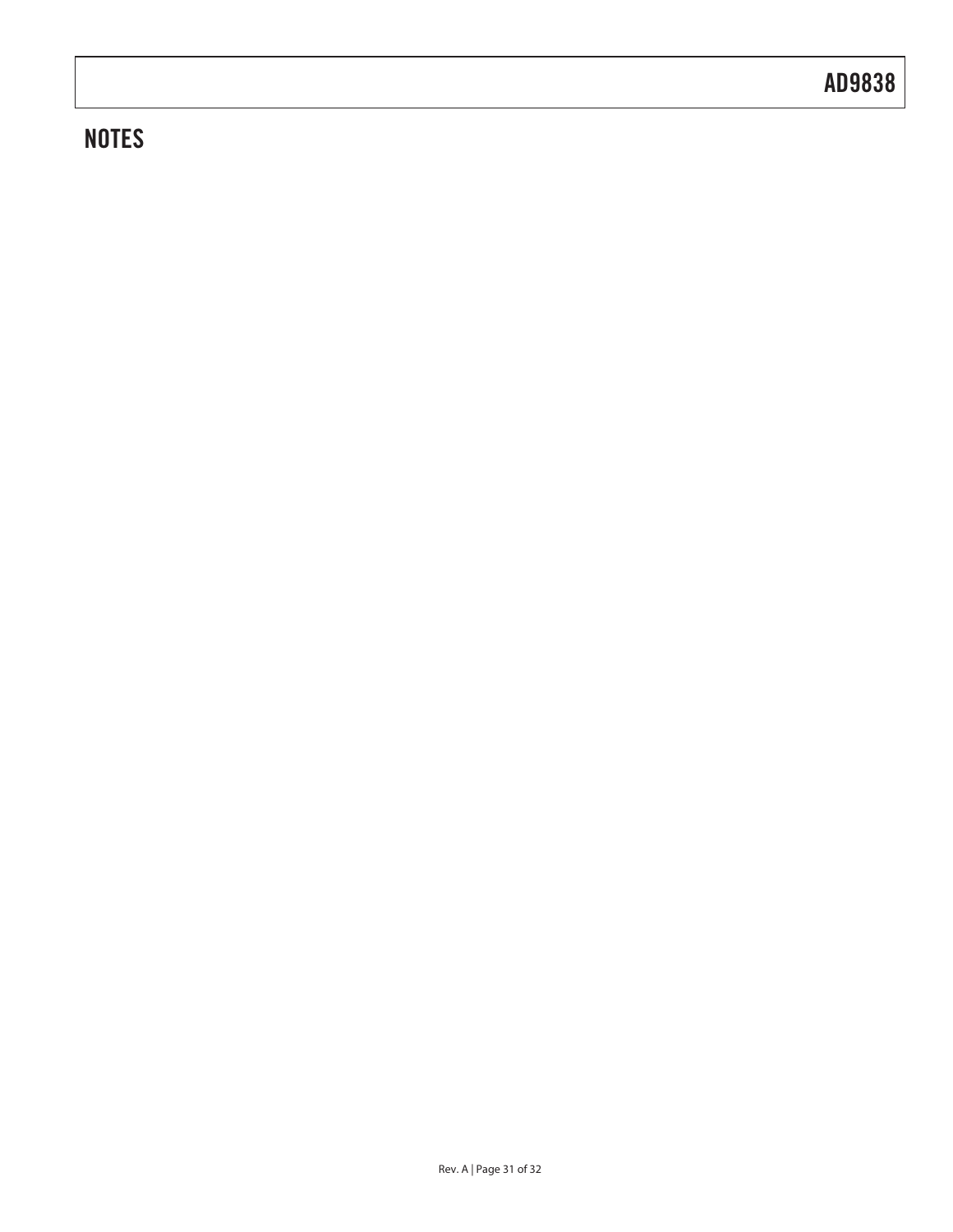## NOTES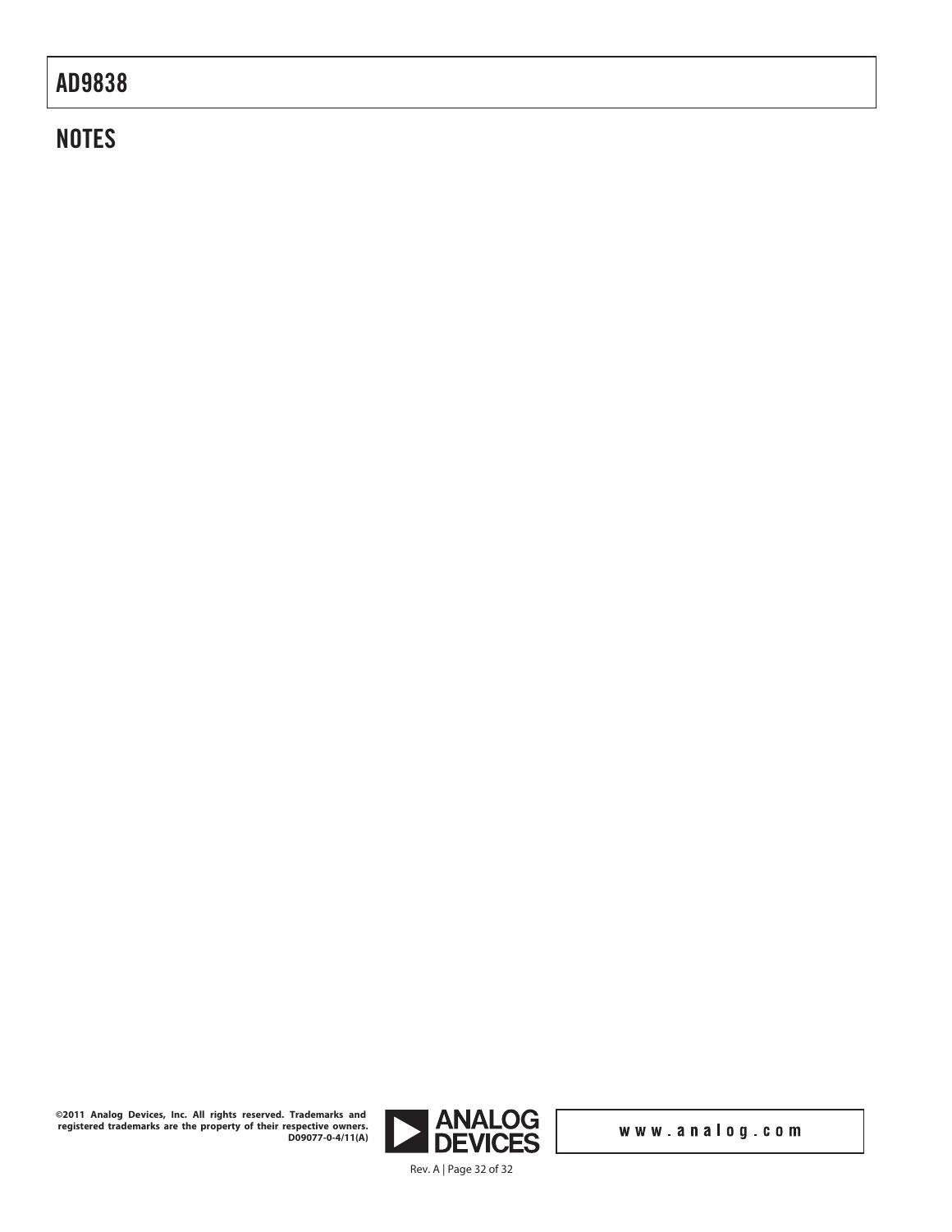## NOTES

©2011 Analog Devices, Inc. All rights reserved. Trademarks and registered trademarks are the property of their respective owners.
D09077-0-4/11(A)

www.analog.com